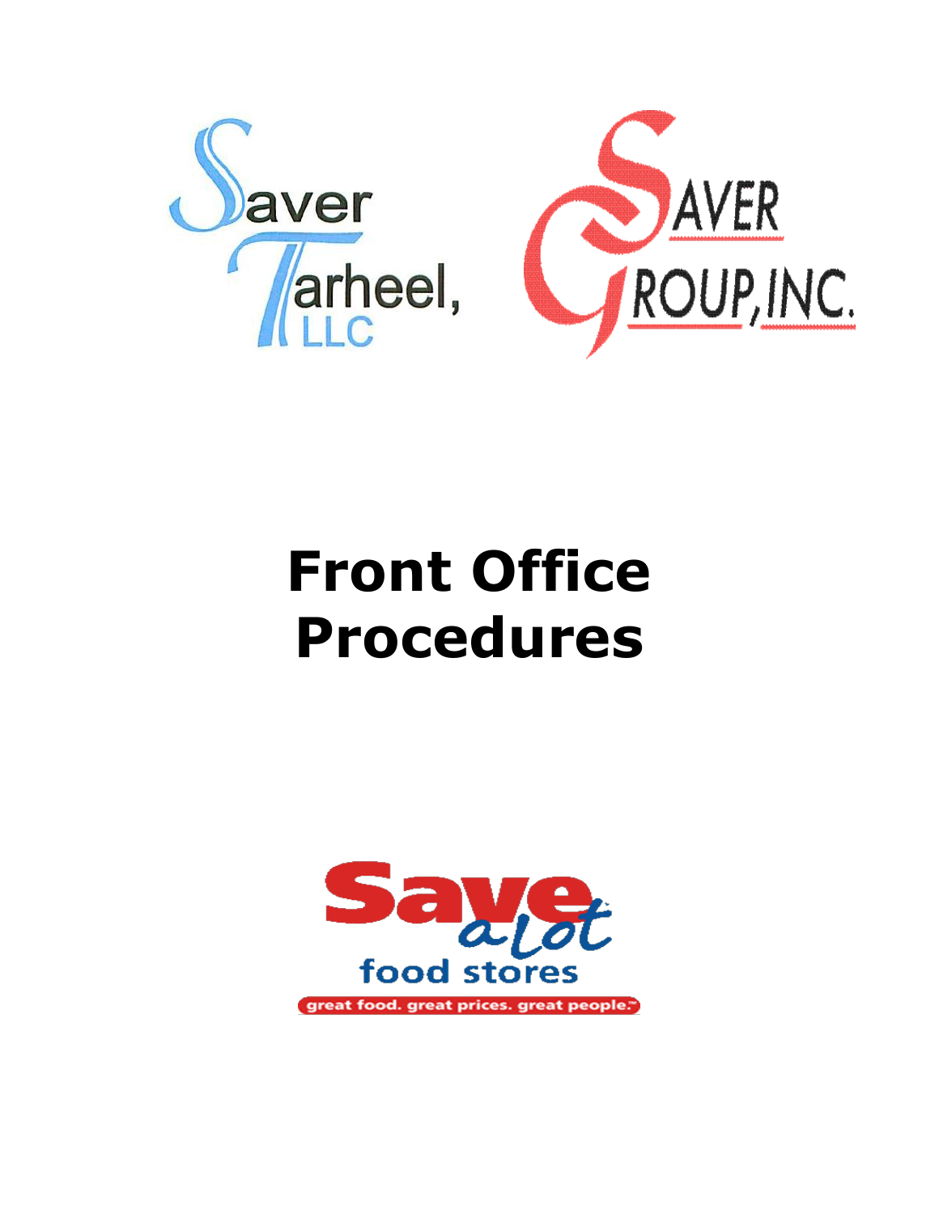Saver Tarheel, LLC

Saver Group, Inc.

# Front Office Procedures

Save a lot food stores

great food. great prices. great people.™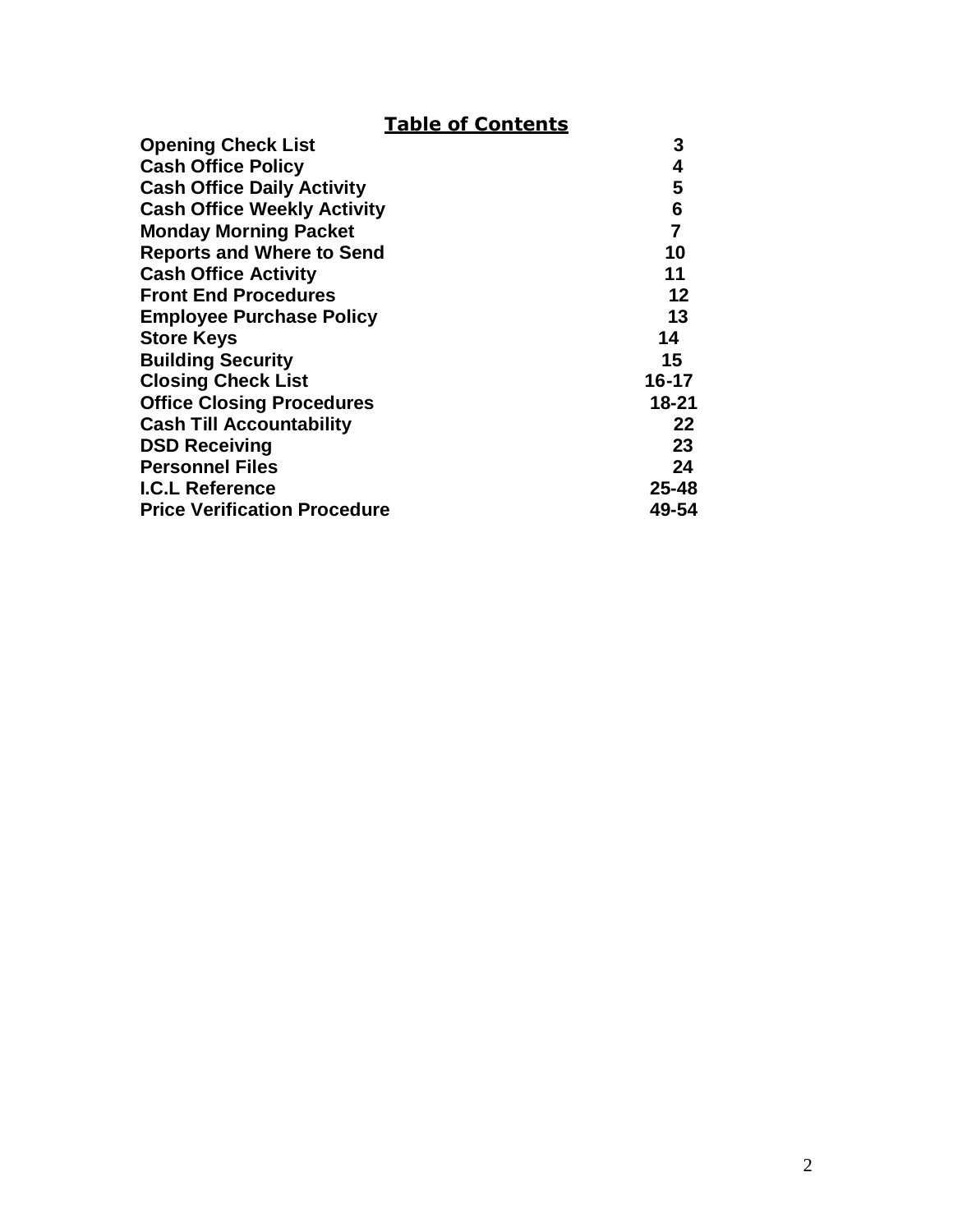## Table of Contents

| | |
|---|---|
| **Opening Check List** | **3** |
| **Cash Office Policy** | **4** |
| **Cash Office Daily Activity** | **5** |
| **Cash Office Weekly Activity** | **6** |
| **Monday Morning Packet** | **7** |
| **Reports and Where to Send** | **10** |
| **Cash Office Activity** | **11** |
| **Front End Procedures** | **12** |
| **Employee Purchase Policy** | **13** |
| **Store Keys** | **14** |
| **Building Security** | **15** |
| **Closing Check List** | **16-17** |
| **Office Closing Procedures** | **18-21** |
| **Cash Till Accountability** | **22** |
| **DSD Receiving** | **23** |
| **Personnel Files** | **24** |
| **I.C.L Reference** | **25-48** |
| **Price Verification Procedure** | **49-54** |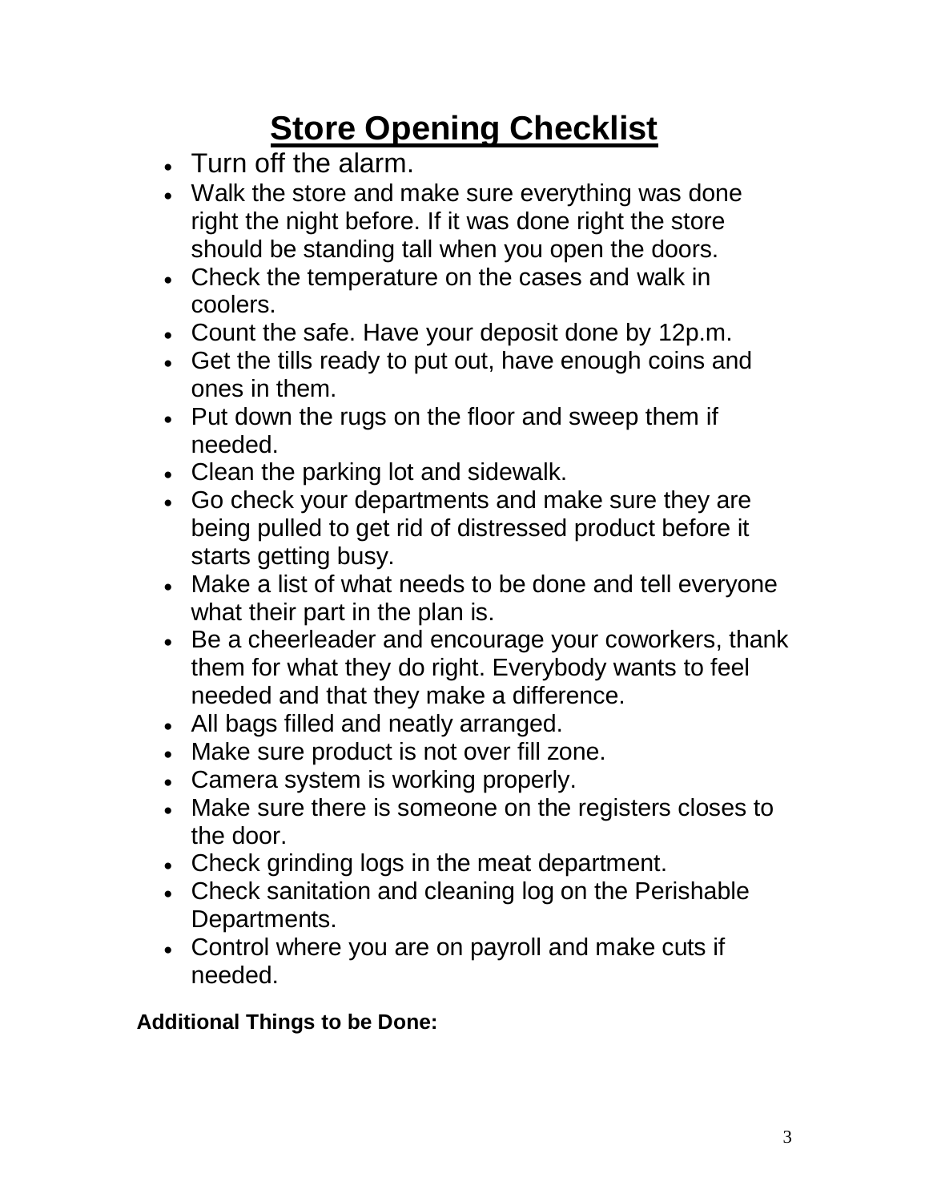# Store Opening Checklist

- Turn off the alarm.
- Walk the store and make sure everything was done right the night before. If it was done right the store should be standing tall when you open the doors.
- Check the temperature on the cases and walk in coolers.
- Count the safe. Have your deposit done by 12p.m.
- Get the tills ready to put out, have enough coins and ones in them.
- Put down the rugs on the floor and sweep them if needed.
- Clean the parking lot and sidewalk.
- Go check your departments and make sure they are being pulled to get rid of distressed product before it starts getting busy.
- Make a list of what needs to be done and tell everyone what their part in the plan is.
- Be a cheerleader and encourage your coworkers, thank them for what they do right. Everybody wants to feel needed and that they make a difference.
- All bags filled and neatly arranged.
- Make sure product is not over fill zone.
- Camera system is working properly.
- Make sure there is someone on the registers closes to the door.
- Check grinding logs in the meat department.
- Check sanitation and cleaning log on the Perishable Departments.
- Control where you are on payroll and make cuts if needed.

**Additional Things to be Done:**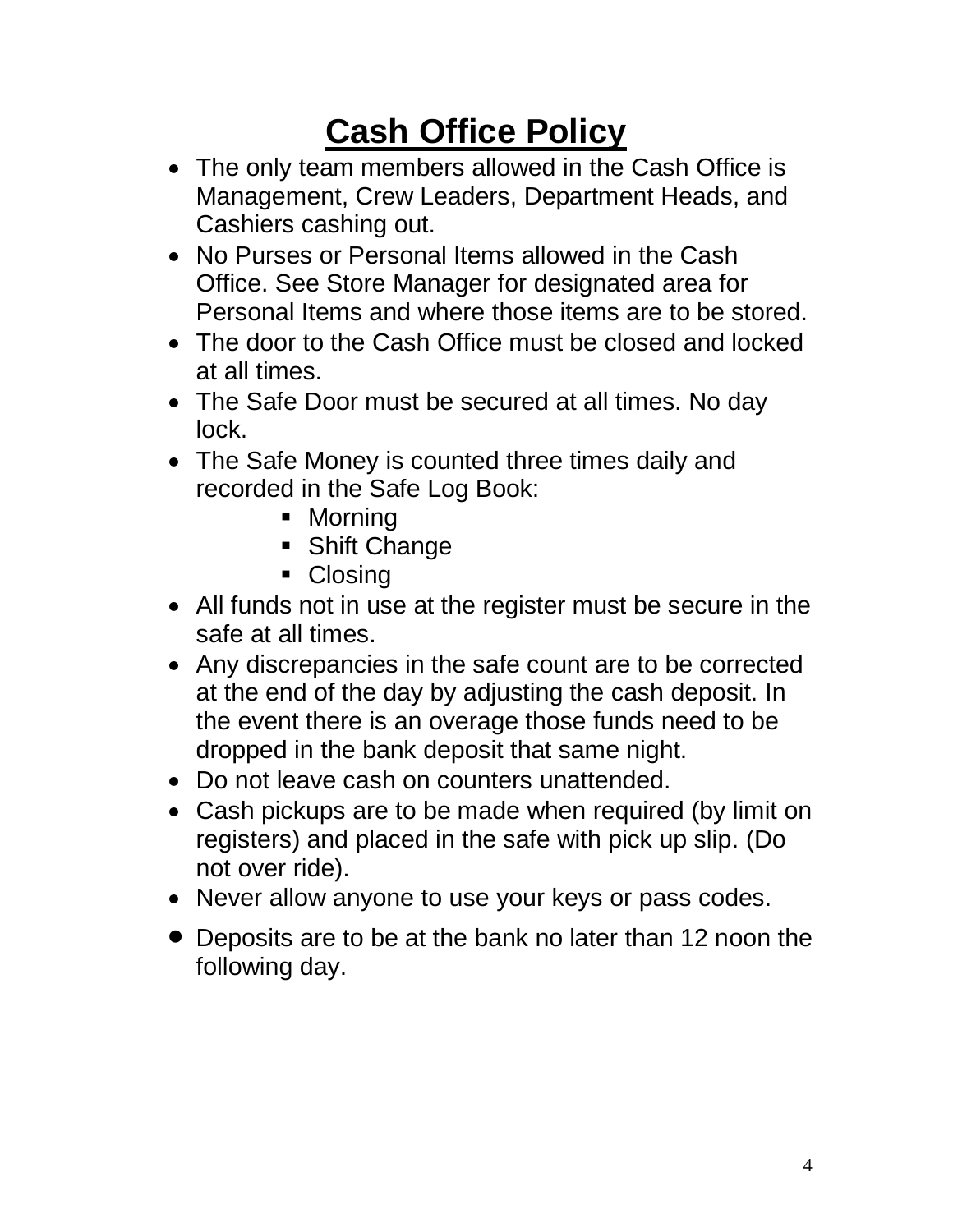# Cash Office Policy

- The only team members allowed in the Cash Office is Management, Crew Leaders, Department Heads, and Cashiers cashing out.
- No Purses or Personal Items allowed in the Cash Office. See Store Manager for designated area for Personal Items and where those items are to be stored.
- The door to the Cash Office must be closed and locked at all times.
- The Safe Door must be secured at all times. No day lock.
- The Safe Money is counted three times daily and recorded in the Safe Log Book:
    - Morning
    - Shift Change
    - Closing
- All funds not in use at the register must be secure in the safe at all times.
- Any discrepancies in the safe count are to be corrected at the end of the day by adjusting the cash deposit. In the event there is an overage those funds need to be dropped in the bank deposit that same night.
- Do not leave cash on counters unattended.
- Cash pickups are to be made when required (by limit on registers) and placed in the safe with pick up slip. (Do not over ride).
- Never allow anyone to use your keys or pass codes.
- Deposits are to be at the bank no later than 12 noon the following day.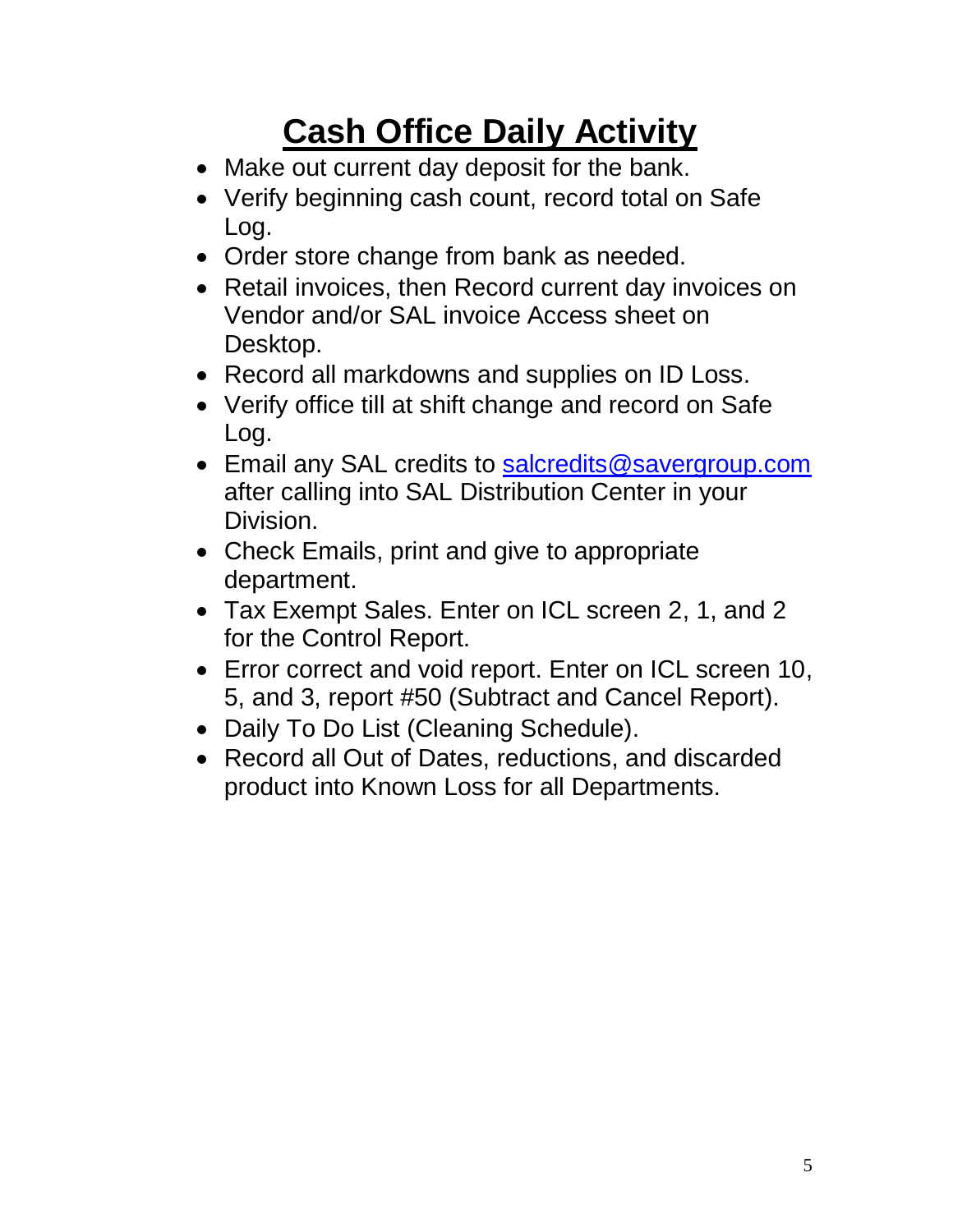# Cash Office Daily Activity

- Make out current day deposit for the bank.
- Verify beginning cash count, record total on Safe Log.
- Order store change from bank as needed.
- Retail invoices, then Record current day invoices on Vendor and/or SAL invoice Access sheet on Desktop.
- Record all markdowns and supplies on ID Loss.
- Verify office till at shift change and record on Safe Log.
- Email any SAL credits to salcredits@savergroup.com after calling into SAL Distribution Center in your Division.
- Check Emails, print and give to appropriate department.
- Tax Exempt Sales. Enter on ICL screen 2, 1, and 2 for the Control Report.
- Error correct and void report. Enter on ICL screen 10, 5, and 3, report #50 (Subtract and Cancel Report).
- Daily To Do List (Cleaning Schedule).
- Record all Out of Dates, reductions, and discarded product into Known Loss for all Departments.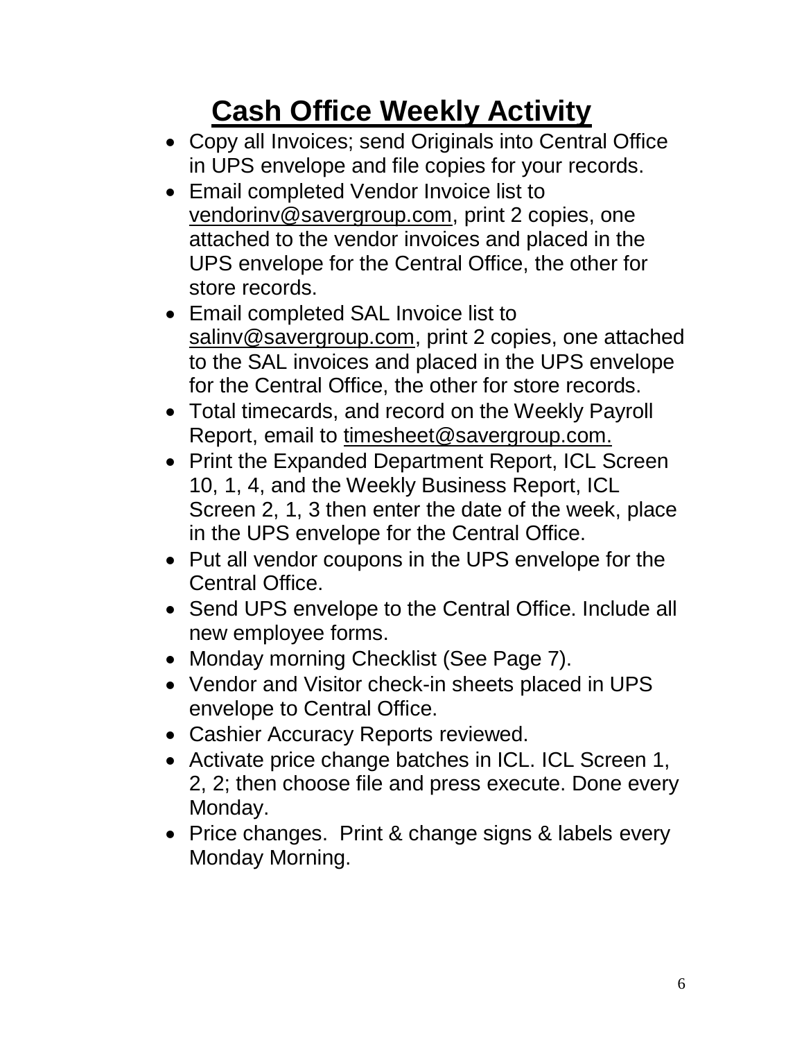# Cash Office Weekly Activity

- Copy all Invoices; send Originals into Central Office in UPS envelope and file copies for your records.
- Email completed Vendor Invoice list to vendorinv@savergroup.com, print 2 copies, one attached to the vendor invoices and placed in the UPS envelope for the Central Office, the other for store records.
- Email completed SAL Invoice list to salinv@savergroup.com, print 2 copies, one attached to the SAL invoices and placed in the UPS envelope for the Central Office, the other for store records.
- Total timecards, and record on the Weekly Payroll Report, email to timesheet@savergroup.com.
- Print the Expanded Department Report, ICL Screen 10, 1, 4, and the Weekly Business Report, ICL Screen 2, 1, 3 then enter the date of the week, place in the UPS envelope for the Central Office.
- Put all vendor coupons in the UPS envelope for the Central Office.
- Send UPS envelope to the Central Office. Include all new employee forms.
- Monday morning Checklist (See Page 7).
- Vendor and Visitor check-in sheets placed in UPS envelope to Central Office.
- Cashier Accuracy Reports reviewed.
- Activate price change batches in ICL. ICL Screen 1, 2, 2; then choose file and press execute. Done every Monday.
- Price changes. Print & change signs & labels every Monday Morning.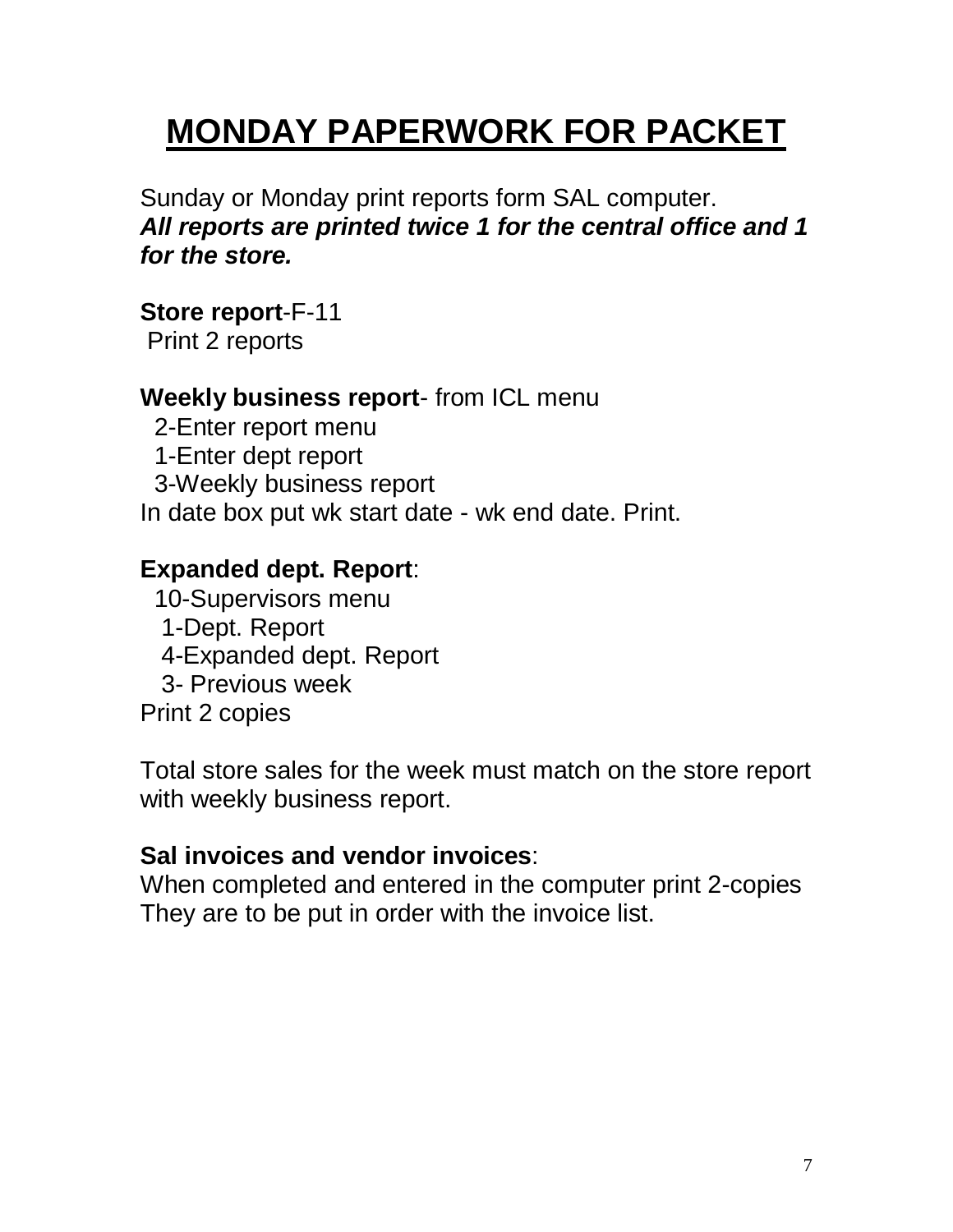# MONDAY PAPERWORK FOR PACKET

Sunday or Monday print reports form SAL computer.
***All reports are printed twice 1 for the central office and 1 for the store.***

**Store report**-F-11
Print 2 reports

**Weekly business report**- from ICL menu
2-Enter report menu
1-Enter dept report
3-Weekly business report
In date box put wk start date - wk end date. Print.

**Expanded dept. Report**:
10-Supervisors menu
1-Dept. Report
4-Expanded dept. Report
3- Previous week
Print 2 copies

Total store sales for the week must match on the store report with weekly business report.

**Sal invoices and vendor invoices**:
When completed and entered in the computer print 2-copies
They are to be put in order with the invoice list.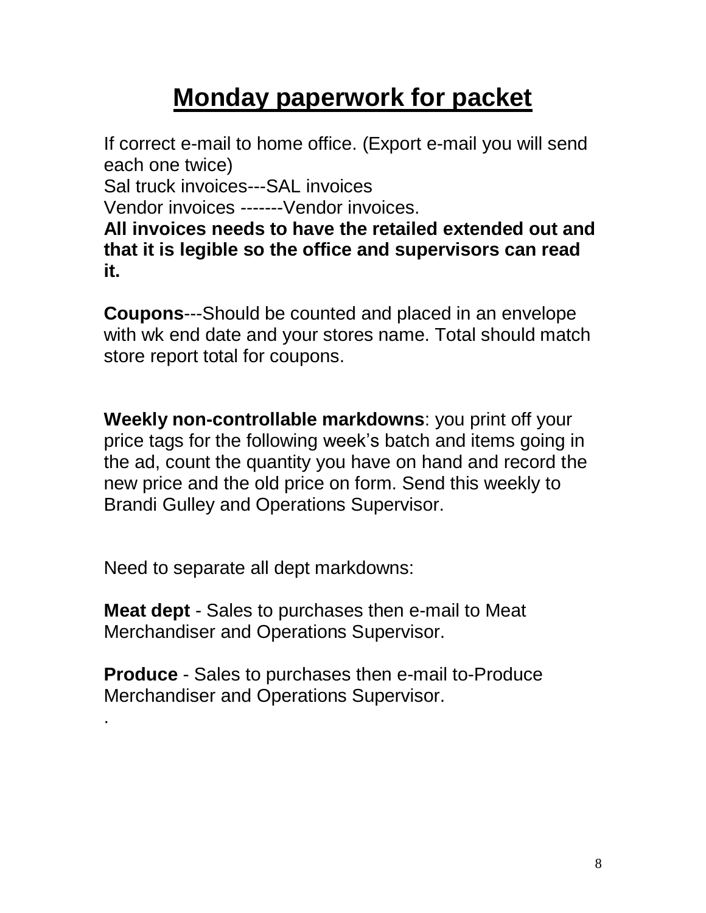# Monday paperwork for packet

If correct e-mail to home office. (Export e-mail you will send each one twice)
Sal truck invoices---SAL invoices
Vendor invoices -------Vendor invoices.
**All invoices needs to have the retailed extended out and that it is legible so the office and supervisors can read it.**

**Coupons**---Should be counted and placed in an envelope with wk end date and your stores name. Total should match store report total for coupons.

**Weekly non-controllable markdowns**: you print off your price tags for the following week's batch and items going in the ad, count the quantity you have on hand and record the new price and the old price on form. Send this weekly to Brandi Gulley and Operations Supervisor.

Need to separate all dept markdowns:

**Meat dept** - Sales to purchases then e-mail to Meat Merchandiser and Operations Supervisor.

**Produce** - Sales to purchases then e-mail to-Produce Merchandiser and Operations Supervisor.

.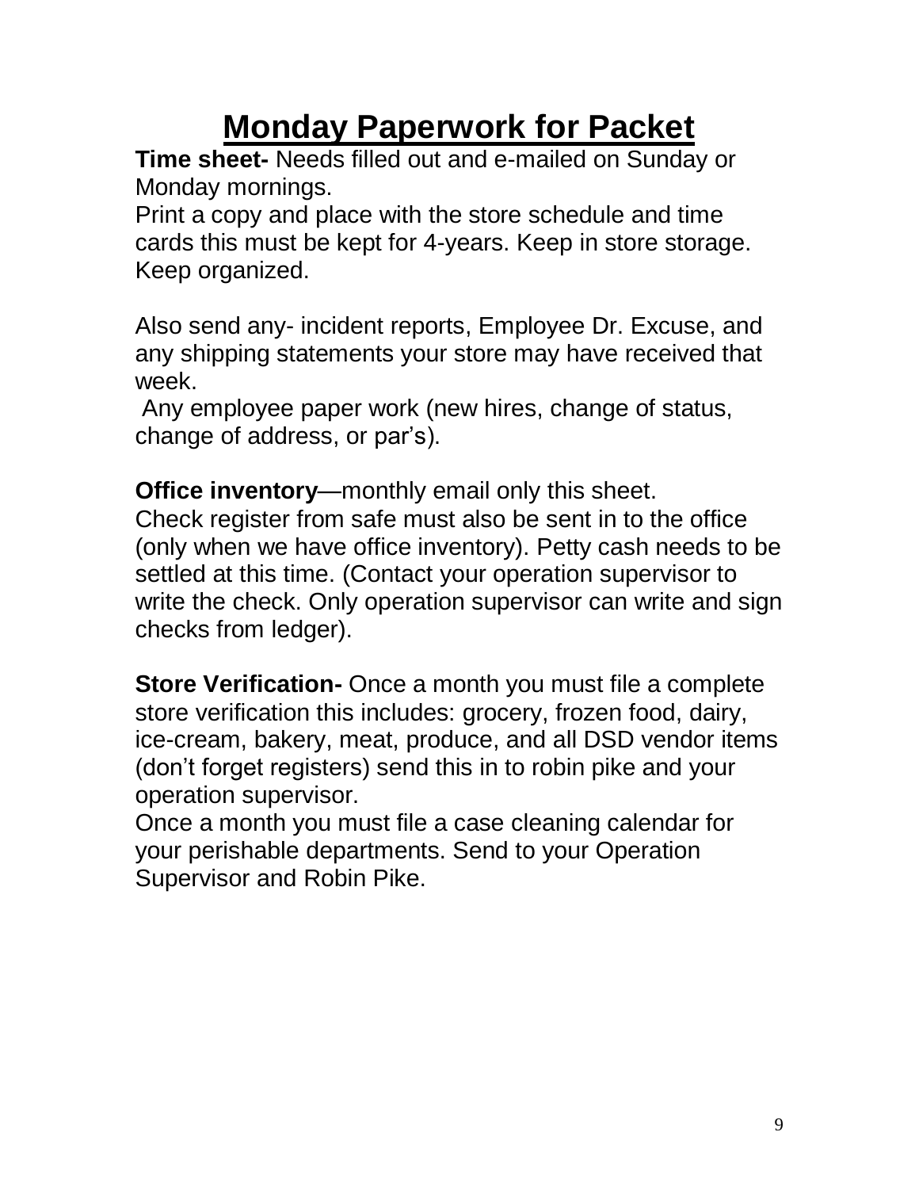# Monday Paperwork for Packet

**Time sheet-** Needs filled out and e-mailed on Sunday or Monday mornings.

Print a copy and place with the store schedule and time cards this must be kept for 4-years. Keep in store storage. Keep organized.

Also send any- incident reports, Employee Dr. Excuse, and any shipping statements your store may have received that week.

Any employee paper work (new hires, change of status, change of address, or par's).

**Office inventory**—monthly email only this sheet.

Check register from safe must also be sent in to the office (only when we have office inventory). Petty cash needs to be settled at this time. (Contact your operation supervisor to write the check. Only operation supervisor can write and sign checks from ledger).

**Store Verification-** Once a month you must file a complete store verification this includes: grocery, frozen food, dairy, ice-cream, bakery, meat, produce, and all DSD vendor items (don't forget registers) send this in to robin pike and your operation supervisor.

Once a month you must file a case cleaning calendar for your perishable departments. Send to your Operation Supervisor and Robin Pike.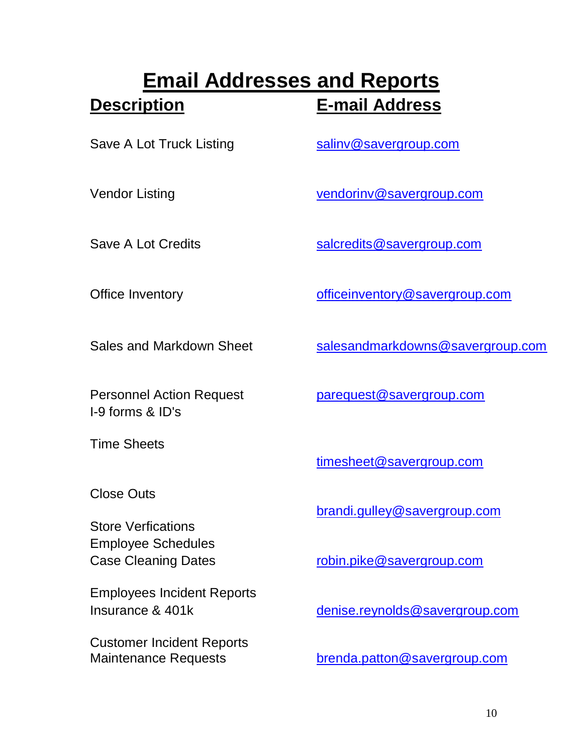# Email Addresses and Reports

| Description | E-mail Address |
| --- | --- |
| Save A Lot Truck Listing | salinv@savergroup.com |
| Vendor Listing | vendorinv@savergroup.com |
| Save A Lot Credits | salcredits@savergroup.com |
| Office Inventory | officeinventory@savergroup.com |
| Sales and Markdown Sheet | salesandmarkdowns@savergroup.com |
| Personnel Action Request<br>I-9 forms & ID's | parequest@savergroup.com |
| Time Sheets | timesheet@savergroup.com |
| Close Outs | brandi.gulley@savergroup.com |
| Store Verfications<br>Employee Schedules<br>Case Cleaning Dates | robin.pike@savergroup.com |
| Employees Incident Reports<br>Insurance & 401k | denise.reynolds@savergroup.com |
| Customer Incident Reports<br>Maintenance Requests | brenda.patton@savergroup.com |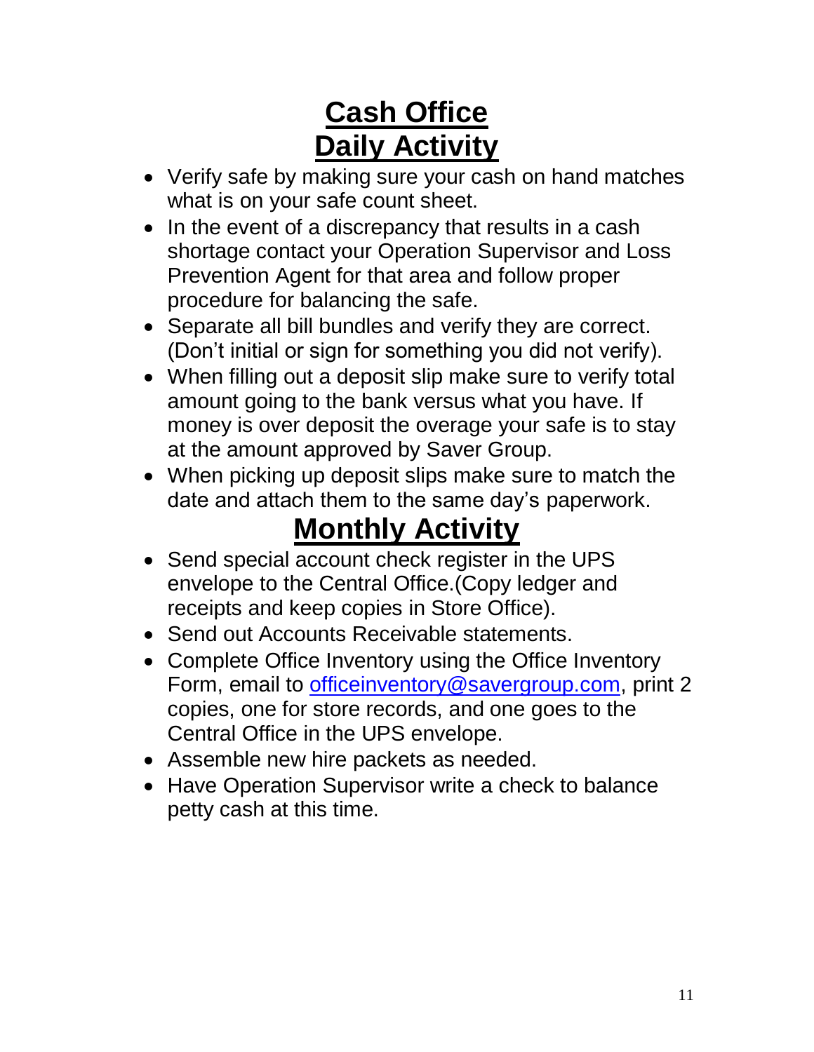# Cash Office

## Daily Activity

- Verify safe by making sure your cash on hand matches what is on your safe count sheet.
- In the event of a discrepancy that results in a cash shortage contact your Operation Supervisor and Loss Prevention Agent for that area and follow proper procedure for balancing the safe.
- Separate all bill bundles and verify they are correct. (Don't initial or sign for something you did not verify).
- When filling out a deposit slip make sure to verify total amount going to the bank versus what you have. If money is over deposit the overage your safe is to stay at the amount approved by Saver Group.
- When picking up deposit slips make sure to match the date and attach them to the same day's paperwork.

## Monthly Activity

- Send special account check register in the UPS envelope to the Central Office.(Copy ledger and receipts and keep copies in Store Office).
- Send out Accounts Receivable statements.
- Complete Office Inventory using the Office Inventory Form, email to officeinventory@savergroup.com, print 2 copies, one for store records, and one goes to the Central Office in the UPS envelope.
- Assemble new hire packets as needed.
- Have Operation Supervisor write a check to balance petty cash at this time.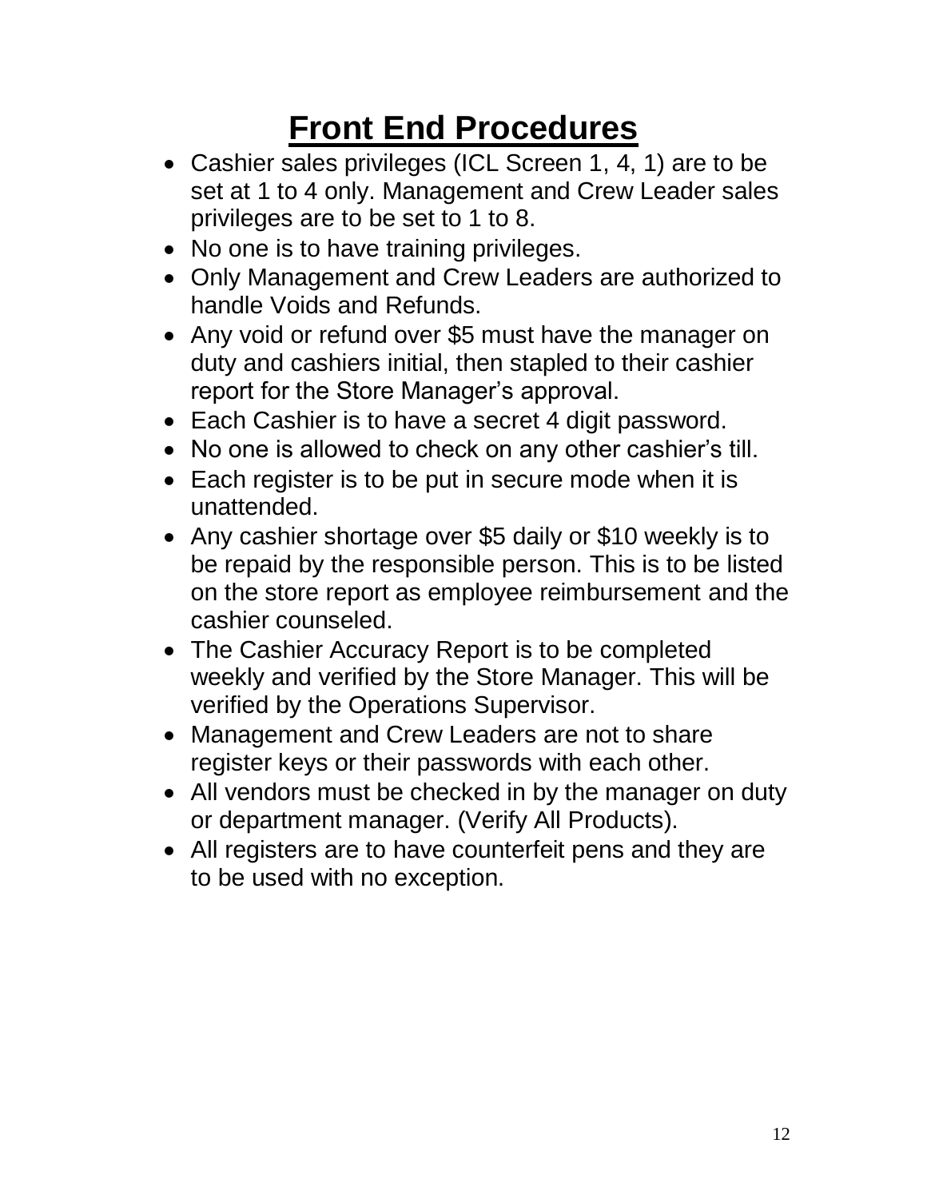# Front End Procedures

- Cashier sales privileges (ICL Screen 1, 4, 1) are to be set at 1 to 4 only. Management and Crew Leader sales privileges are to be set to 1 to 8.
- No one is to have training privileges.
- Only Management and Crew Leaders are authorized to handle Voids and Refunds.
- Any void or refund over $5 must have the manager on duty and cashiers initial, then stapled to their cashier report for the Store Manager's approval.
- Each Cashier is to have a secret 4 digit password.
- No one is allowed to check on any other cashier's till.
- Each register is to be put in secure mode when it is unattended.
- Any cashier shortage over $5 daily or $10 weekly is to be repaid by the responsible person. This is to be listed on the store report as employee reimbursement and the cashier counseled.
- The Cashier Accuracy Report is to be completed weekly and verified by the Store Manager. This will be verified by the Operations Supervisor.
- Management and Crew Leaders are not to share register keys or their passwords with each other.
- All vendors must be checked in by the manager on duty or department manager. (Verify All Products).
- All registers are to have counterfeit pens and they are to be used with no exception.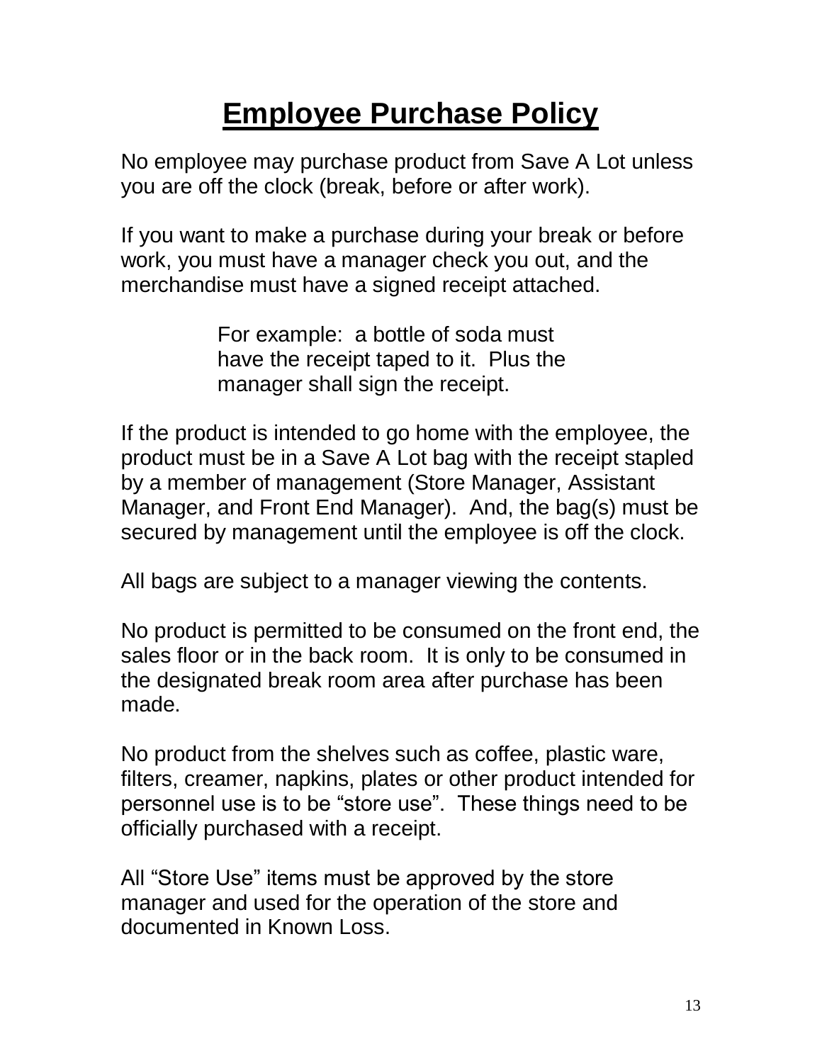# Employee Purchase Policy

No employee may purchase product from Save A Lot unless you are off the clock (break, before or after work).

If you want to make a purchase during your break or before work, you must have a manager check you out, and the merchandise must have a signed receipt attached.

> For example: a bottle of soda must have the receipt taped to it. Plus the manager shall sign the receipt.

If the product is intended to go home with the employee, the product must be in a Save A Lot bag with the receipt stapled by a member of management (Store Manager, Assistant Manager, and Front End Manager). And, the bag(s) must be secured by management until the employee is off the clock.

All bags are subject to a manager viewing the contents.

No product is permitted to be consumed on the front end, the sales floor or in the back room. It is only to be consumed in the designated break room area after purchase has been made.

No product from the shelves such as coffee, plastic ware, filters, creamer, napkins, plates or other product intended for personnel use is to be "store use". These things need to be officially purchased with a receipt.

All "Store Use" items must be approved by the store manager and used for the operation of the store and documented in Known Loss.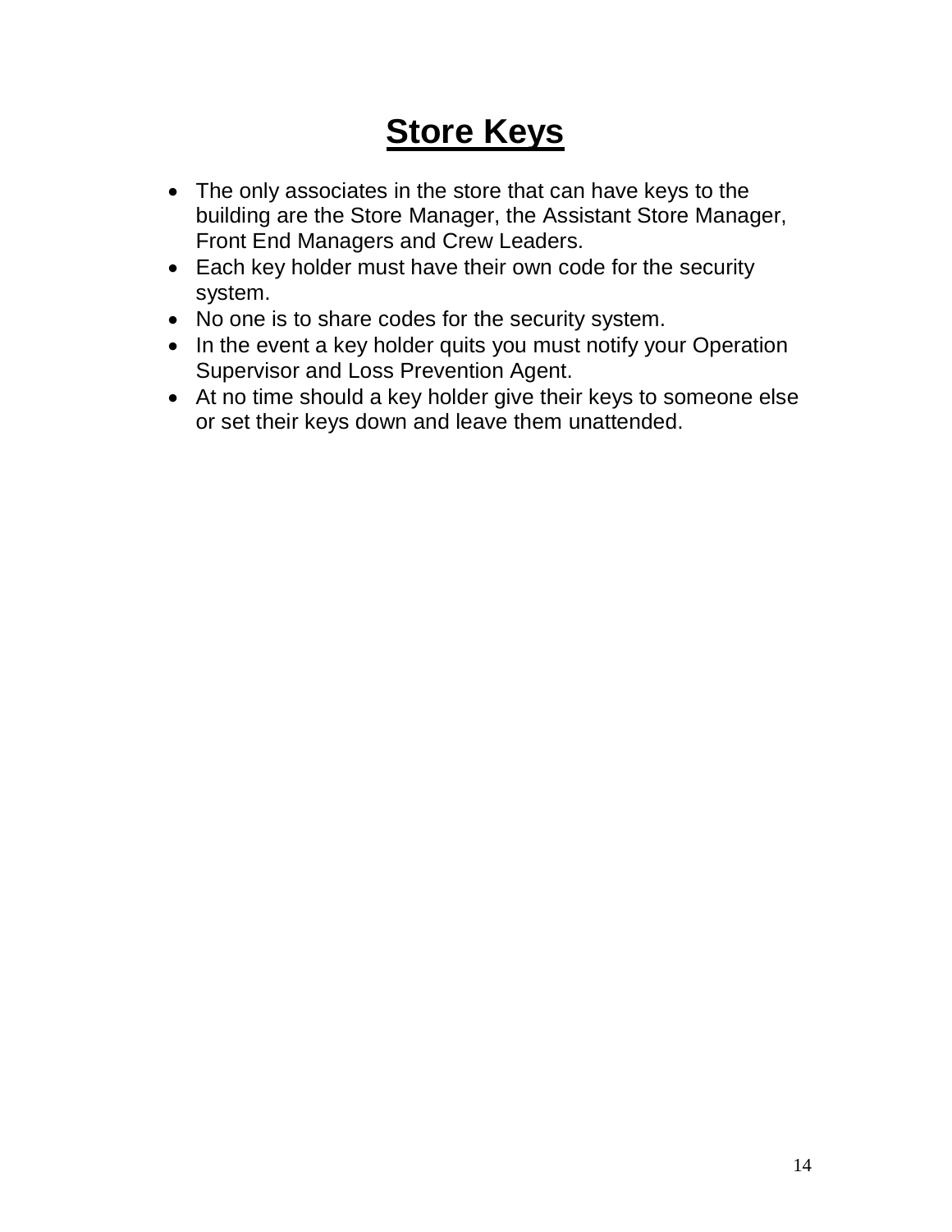# **Store Keys**

- The only associates in the store that can have keys to the building are the Store Manager, the Assistant Store Manager, Front End Managers and Crew Leaders.
- Each key holder must have their own code for the security system.
- No one is to share codes for the security system.
- In the event a key holder quits you must notify your Operation Supervisor and Loss Prevention Agent.
- At no time should a key holder give their keys to someone else or set their keys down and leave them unattended.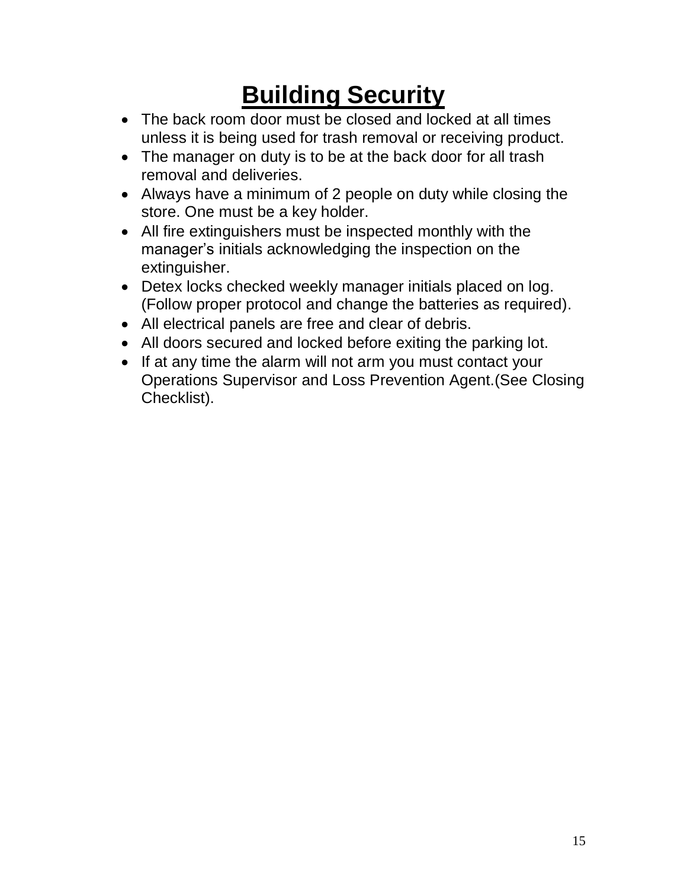# Building Security

- The back room door must be closed and locked at all times unless it is being used for trash removal or receiving product.
- The manager on duty is to be at the back door for all trash removal and deliveries.
- Always have a minimum of 2 people on duty while closing the store. One must be a key holder.
- All fire extinguishers must be inspected monthly with the manager's initials acknowledging the inspection on the extinguisher.
- Detex locks checked weekly manager initials placed on log. (Follow proper protocol and change the batteries as required).
- All electrical panels are free and clear of debris.
- All doors secured and locked before exiting the parking lot.
- If at any time the alarm will not arm you must contact your Operations Supervisor and Loss Prevention Agent.(See Closing Checklist).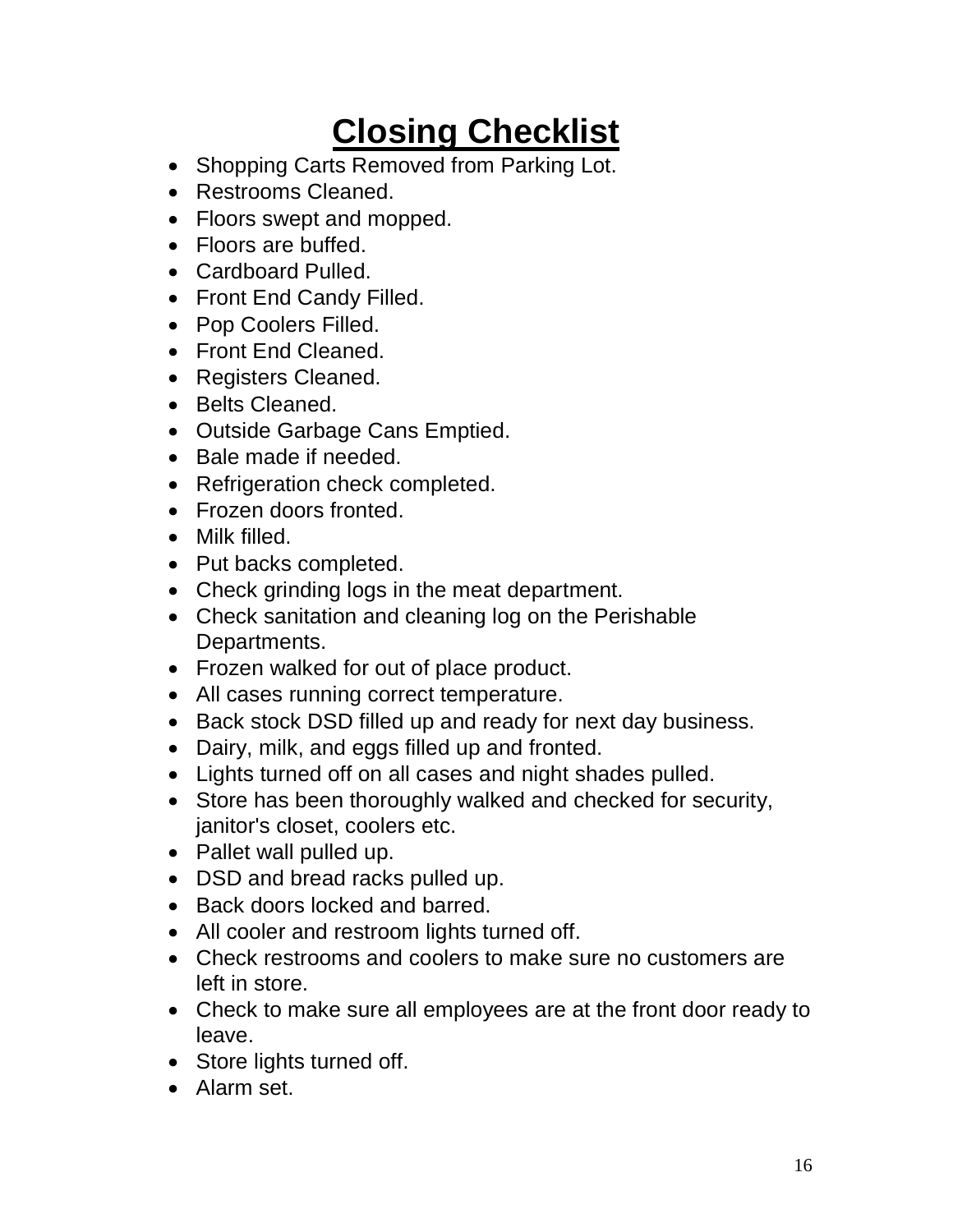# Closing Checklist

- Shopping Carts Removed from Parking Lot.
- Restrooms Cleaned.
- Floors swept and mopped.
- Floors are buffed.
- Cardboard Pulled.
- Front End Candy Filled.
- Pop Coolers Filled.
- Front End Cleaned.
- Registers Cleaned.
- Belts Cleaned.
- Outside Garbage Cans Emptied.
- Bale made if needed.
- Refrigeration check completed.
- Frozen doors fronted.
- Milk filled.
- Put backs completed.
- Check grinding logs in the meat department.
- Check sanitation and cleaning log on the Perishable Departments.
- Frozen walked for out of place product.
- All cases running correct temperature.
- Back stock DSD filled up and ready for next day business.
- Dairy, milk, and eggs filled up and fronted.
- Lights turned off on all cases and night shades pulled.
- Store has been thoroughly walked and checked for security, janitor's closet, coolers etc.
- Pallet wall pulled up.
- DSD and bread racks pulled up.
- Back doors locked and barred.
- All cooler and restroom lights turned off.
- Check restrooms and coolers to make sure no customers are left in store.
- Check to make sure all employees are at the front door ready to leave.
- Store lights turned off.
- Alarm set.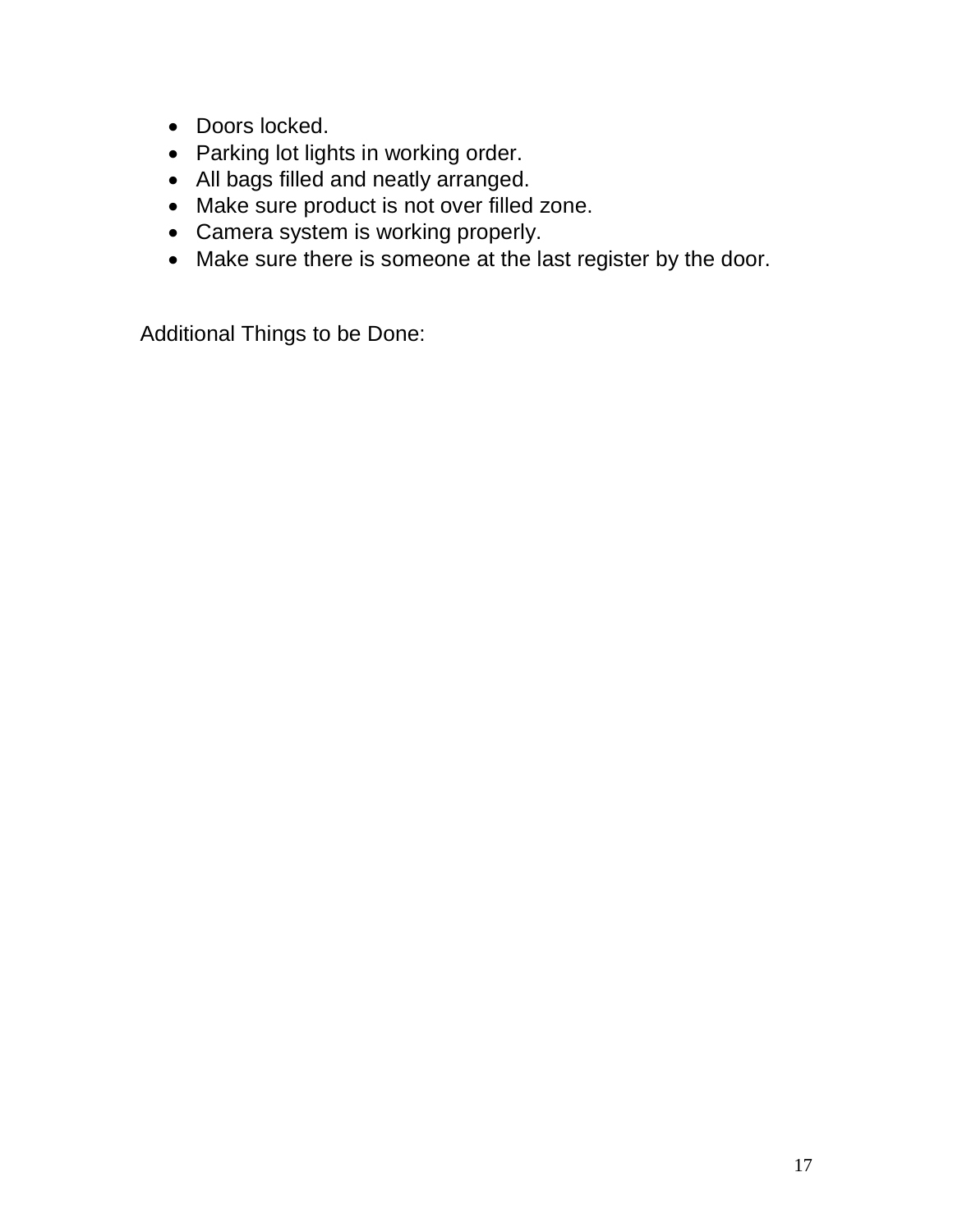- Doors locked.
- Parking lot lights in working order.
- All bags filled and neatly arranged.
- Make sure product is not over filled zone.
- Camera system is working properly.
- Make sure there is someone at the last register by the door.

Additional Things to be Done: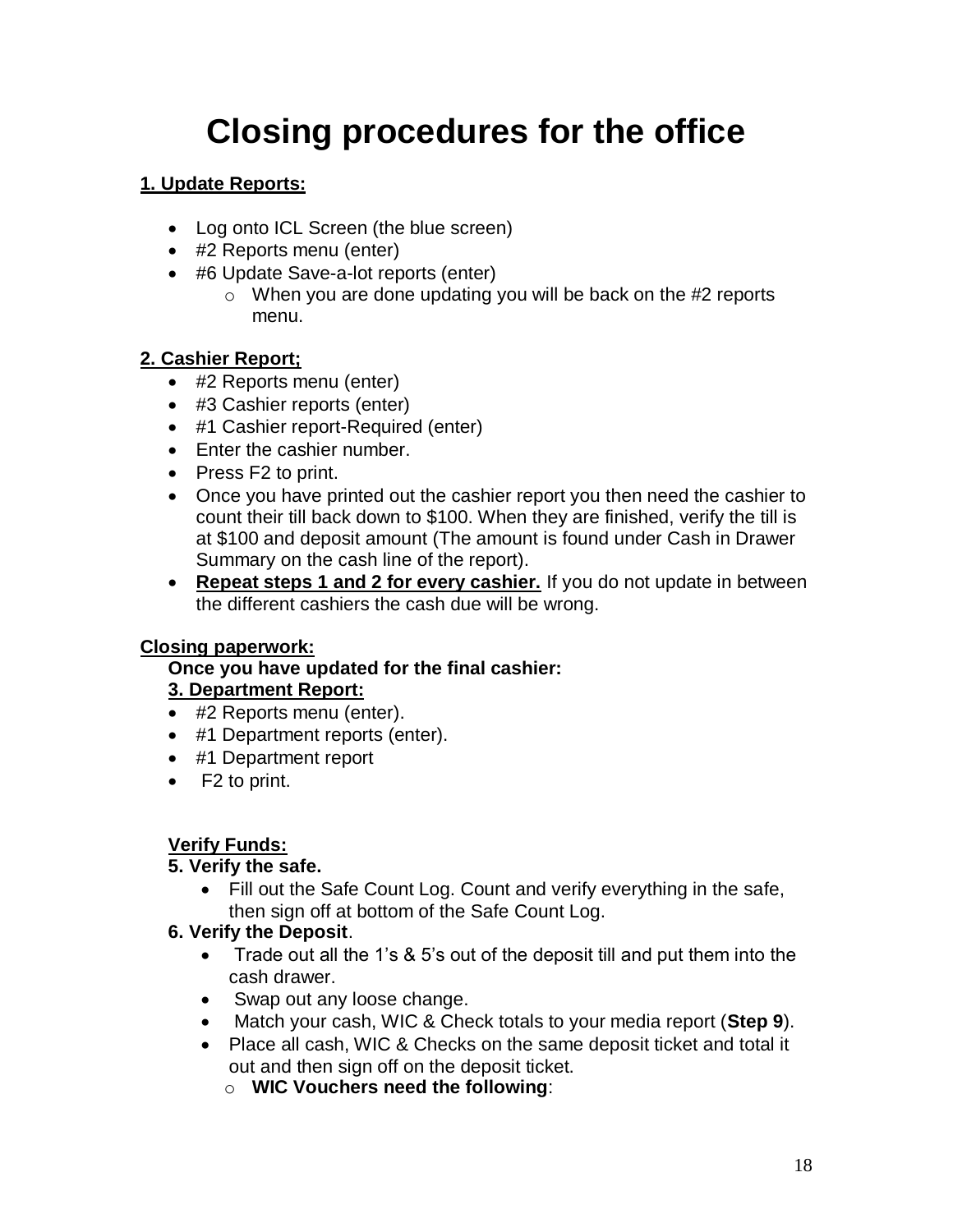# Closing procedures for the office

**1. Update Reports:**

- Log onto ICL Screen (the blue screen)
- #2 Reports menu (enter)
- #6 Update Save-a-lot reports (enter)
  - When you are done updating you will be back on the #2 reports menu.

**2. Cashier Report;**

- #2 Reports menu (enter)
- #3 Cashier reports (enter)
- #1 Cashier report-Required (enter)
- Enter the cashier number.
- Press F2 to print.
- Once you have printed out the cashier report you then need the cashier to count their till back down to $100. When they are finished, verify the till is at $100 and deposit amount (The amount is found under Cash in Drawer Summary on the cash line of the report).
- **Repeat steps 1 and 2 for every cashier.** If you do not update in between the different cashiers the cash due will be wrong.

**Closing paperwork:**

**Once you have updated for the final cashier:**

**3. Department Report:**

- #2 Reports menu (enter).
- #1 Department reports (enter).
- #1 Department report
- F2 to print.

**Verify Funds:**

**5. Verify the safe.**

- Fill out the Safe Count Log. Count and verify everything in the safe, then sign off at bottom of the Safe Count Log.

**6. Verify the Deposit**.

- Trade out all the 1's & 5's out of the deposit till and put them into the cash drawer.
- Swap out any loose change.
- Match your cash, WIC & Check totals to your media report (**Step 9**).
- Place all cash, WIC & Checks on the same deposit ticket and total it out and then sign off on the deposit ticket.
  - **WIC Vouchers need the following**: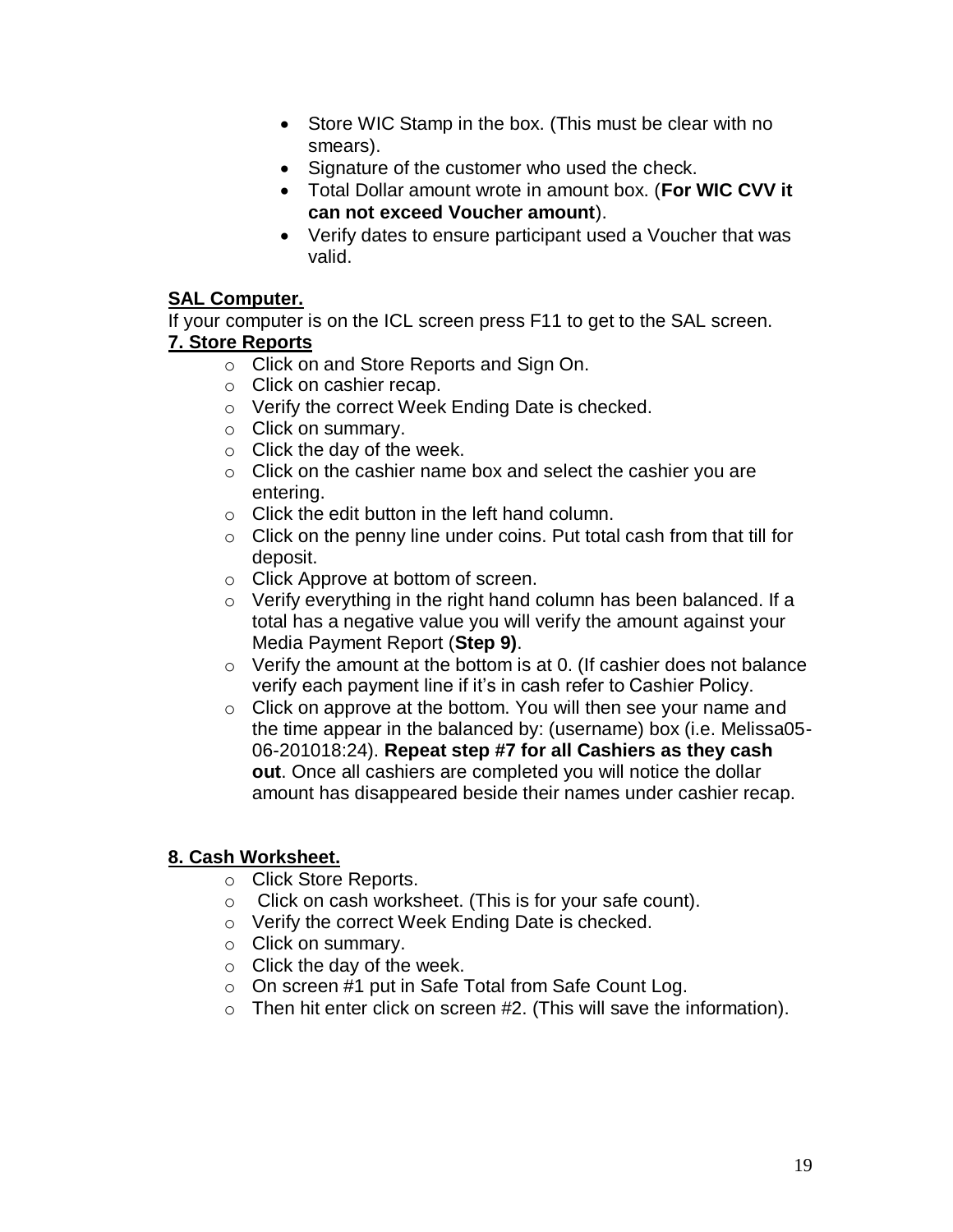- Store WIC Stamp in the box. (This must be clear with no smears).
- Signature of the customer who used the check.
- Total Dollar amount wrote in amount box. (**For WIC CVV it can not exceed Voucher amount**).
- Verify dates to ensure participant used a Voucher that was valid.

**SAL Computer.**

If your computer is on the ICL screen press F11 to get to the SAL screen.

**7. Store Reports**

- Click on and Store Reports and Sign On.
- Click on cashier recap.
- Verify the correct Week Ending Date is checked.
- Click on summary.
- Click the day of the week.
- Click on the cashier name box and select the cashier you are entering.
- Click the edit button in the left hand column.
- Click on the penny line under coins. Put total cash from that till for deposit.
- Click Approve at bottom of screen.
- Verify everything in the right hand column has been balanced. If a total has a negative value you will verify the amount against your Media Payment Report (**Step 9)**.
- Verify the amount at the bottom is at 0. (If cashier does not balance verify each payment line if it's in cash refer to Cashier Policy.
- Click on approve at the bottom. You will then see your name and the time appear in the balanced by: (username) box (i.e. Melissa05-06-201018:24). **Repeat step #7 for all Cashiers as they cash out**. Once all cashiers are completed you will notice the dollar amount has disappeared beside their names under cashier recap.

**8. Cash Worksheet.**

- Click Store Reports.
- Click on cash worksheet. (This is for your safe count).
- Verify the correct Week Ending Date is checked.
- Click on summary.
- Click the day of the week.
- On screen #1 put in Safe Total from Safe Count Log.
- Then hit enter click on screen #2. (This will save the information).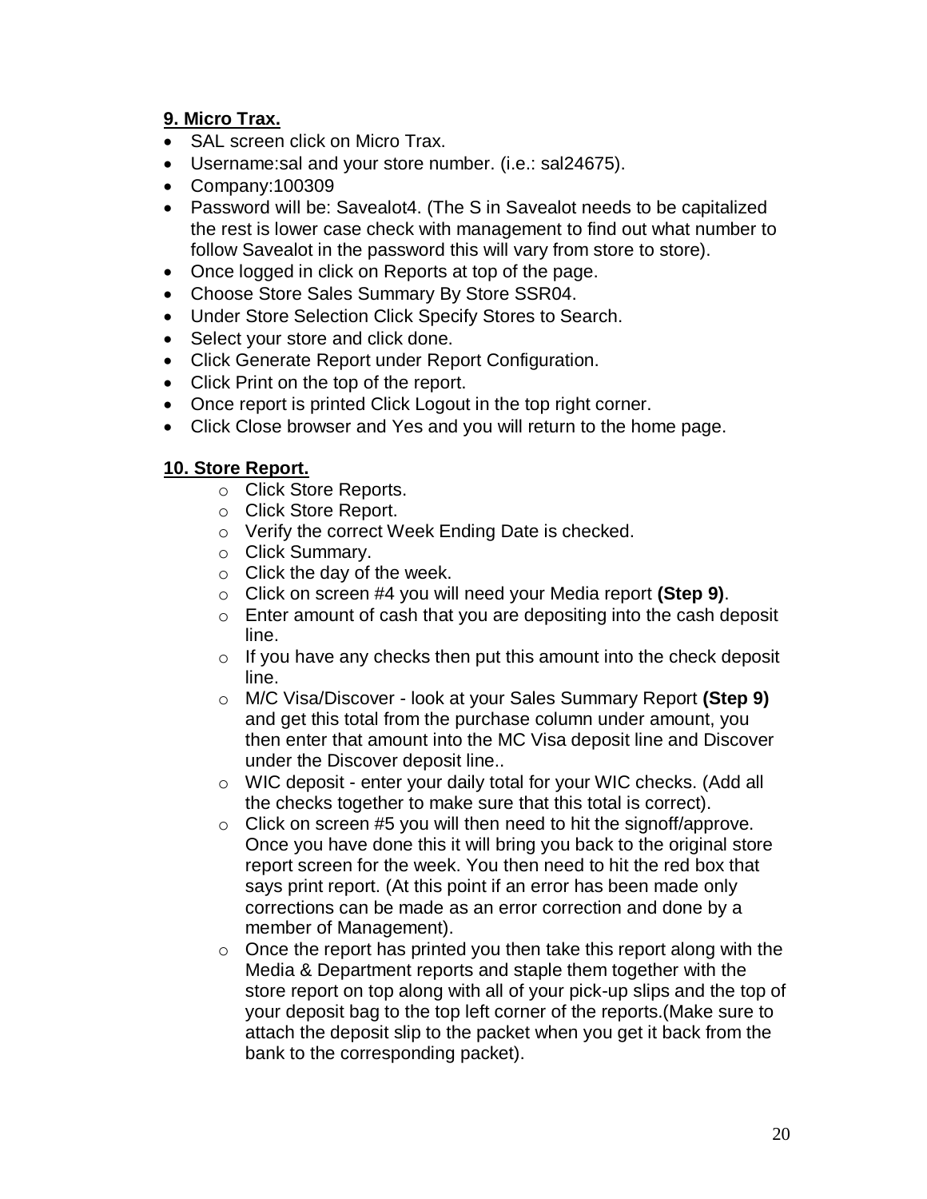**9. Micro Trax.**

- SAL screen click on Micro Trax.
- Username:sal and your store number. (i.e.: sal24675).
- Company:100309
- Password will be: Savealot4. (The S in Savealot needs to be capitalized the rest is lower case check with management to find out what number to follow Savealot in the password this will vary from store to store).
- Once logged in click on Reports at top of the page.
- Choose Store Sales Summary By Store SSR04.
- Under Store Selection Click Specify Stores to Search.
- Select your store and click done.
- Click Generate Report under Report Configuration.
- Click Print on the top of the report.
- Once report is printed Click Logout in the top right corner.
- Click Close browser and Yes and you will return to the home page.

**10. Store Report.**

- Click Store Reports.
- Click Store Report.
- Verify the correct Week Ending Date is checked.
- Click Summary.
- Click the day of the week.
- Click on screen #4 you will need your Media report **(Step 9)**.
- Enter amount of cash that you are depositing into the cash deposit line.
- If you have any checks then put this amount into the check deposit line.
- M/C Visa/Discover - look at your Sales Summary Report **(Step 9)** and get this total from the purchase column under amount, you then enter that amount into the MC Visa deposit line and Discover under the Discover deposit line..
- WIC deposit - enter your daily total for your WIC checks. (Add all the checks together to make sure that this total is correct).
- Click on screen #5 you will then need to hit the signoff/approve. Once you have done this it will bring you back to the original store report screen for the week. You then need to hit the red box that says print report. (At this point if an error has been made only corrections can be made as an error correction and done by a member of Management).
- Once the report has printed you then take this report along with the Media & Department reports and staple them together with the store report on top along with all of your pick-up slips and the top of your deposit bag to the top left corner of the reports.(Make sure to attach the deposit slip to the packet when you get it back from the bank to the corresponding packet).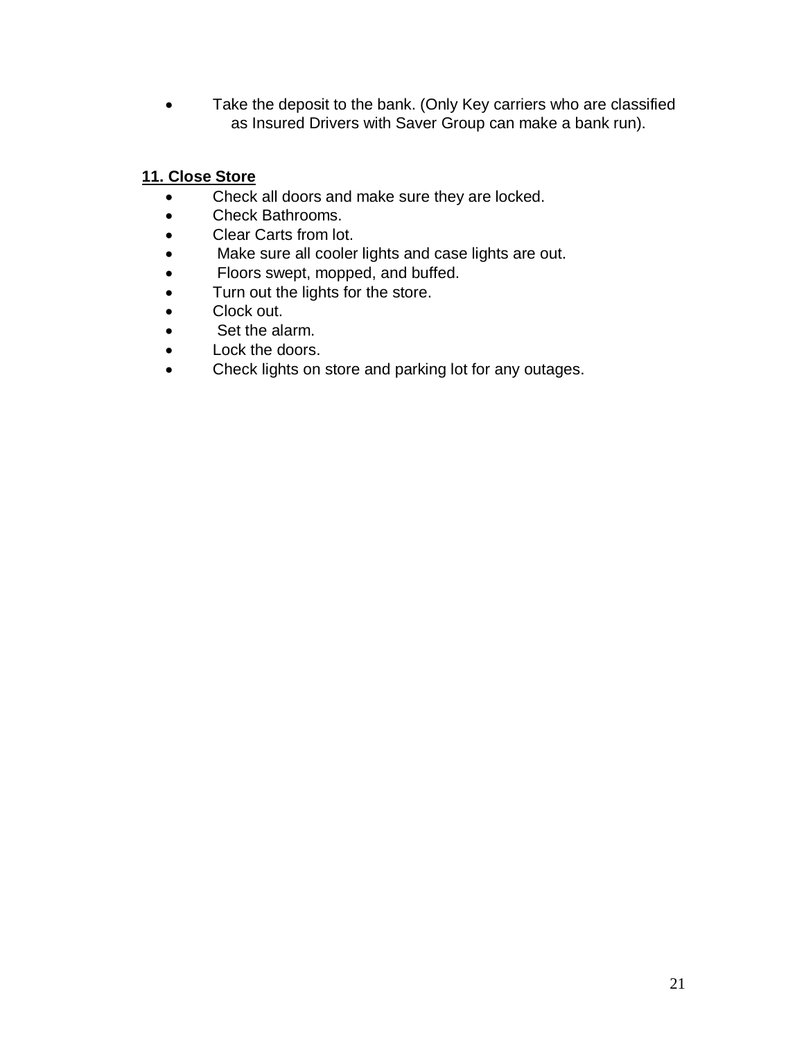- Take the deposit to the bank. (Only Key carriers who are classified as Insured Drivers with Saver Group can make a bank run).

**11. Close Store**

- Check all doors and make sure they are locked.
- Check Bathrooms.
- Clear Carts from lot.
- Make sure all cooler lights and case lights are out.
- Floors swept, mopped, and buffed.
- Turn out the lights for the store.
- Clock out.
- Set the alarm.
- Lock the doors.
- Check lights on store and parking lot for any outages.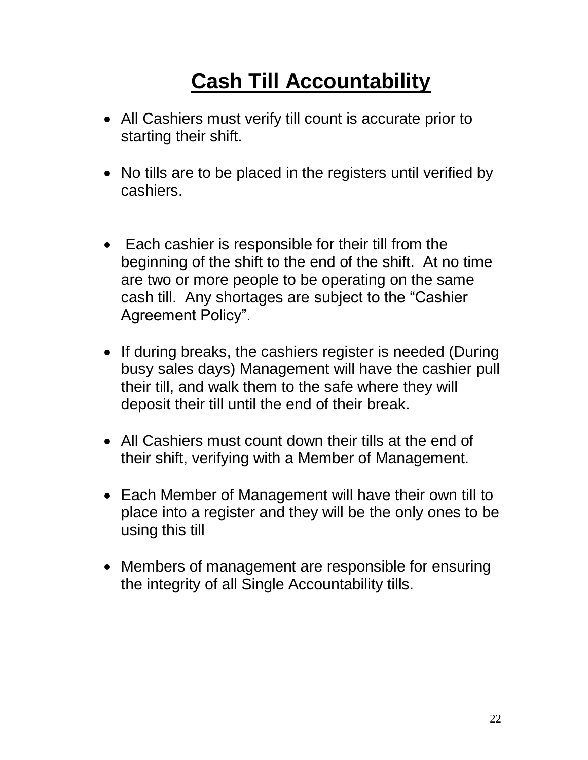# Cash Till Accountability

- All Cashiers must verify till count is accurate prior to starting their shift.
- No tills are to be placed in the registers until verified by cashiers.
- Each cashier is responsible for their till from the beginning of the shift to the end of the shift. At no time are two or more people to be operating on the same cash till. Any shortages are subject to the "Cashier Agreement Policy".
- If during breaks, the cashiers register is needed (During busy sales days) Management will have the cashier pull their till, and walk them to the safe where they will deposit their till until the end of their break.
- All Cashiers must count down their tills at the end of their shift, verifying with a Member of Management.
- Each Member of Management will have their own till to place into a register and they will be the only ones to be using this till
- Members of management are responsible for ensuring the integrity of all Single Accountability tills.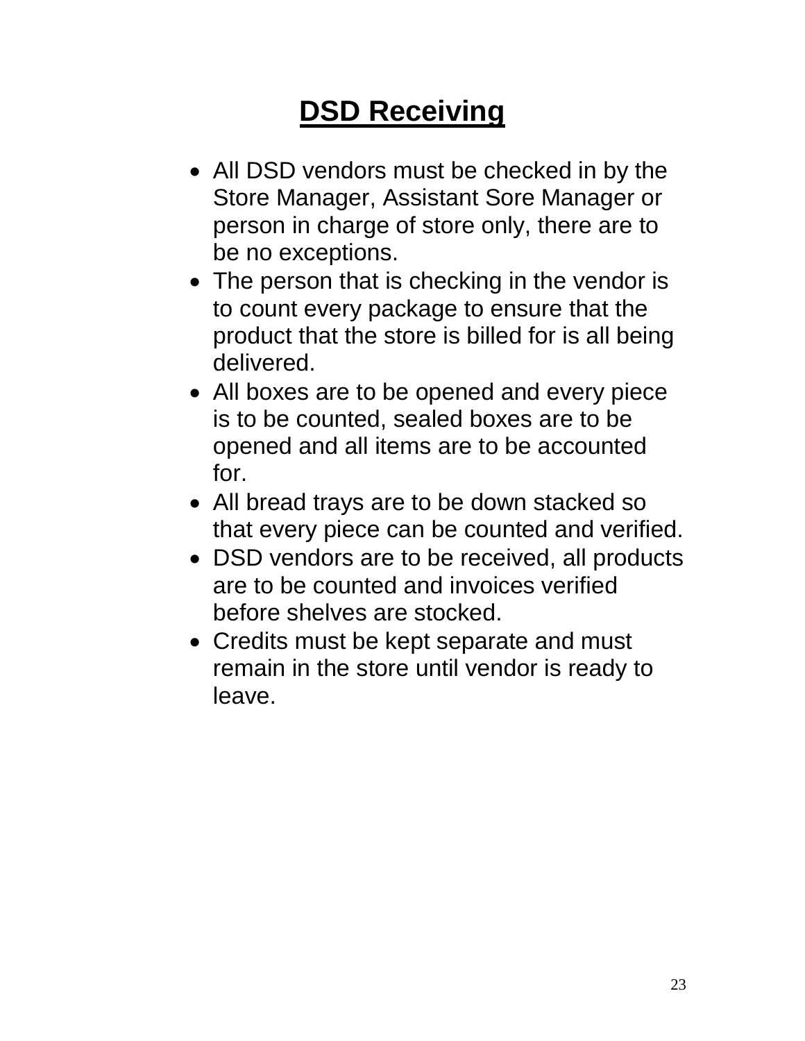# DSD Receiving

- All DSD vendors must be checked in by the Store Manager, Assistant Sore Manager or person in charge of store only, there are to be no exceptions.
- The person that is checking in the vendor is to count every package to ensure that the product that the store is billed for is all being delivered.
- All boxes are to be opened and every piece is to be counted, sealed boxes are to be opened and all items are to be accounted for.
- All bread trays are to be down stacked so that every piece can be counted and verified.
- DSD vendors are to be received, all products are to be counted and invoices verified before shelves are stocked.
- Credits must be kept separate and must remain in the store until vendor is ready to leave.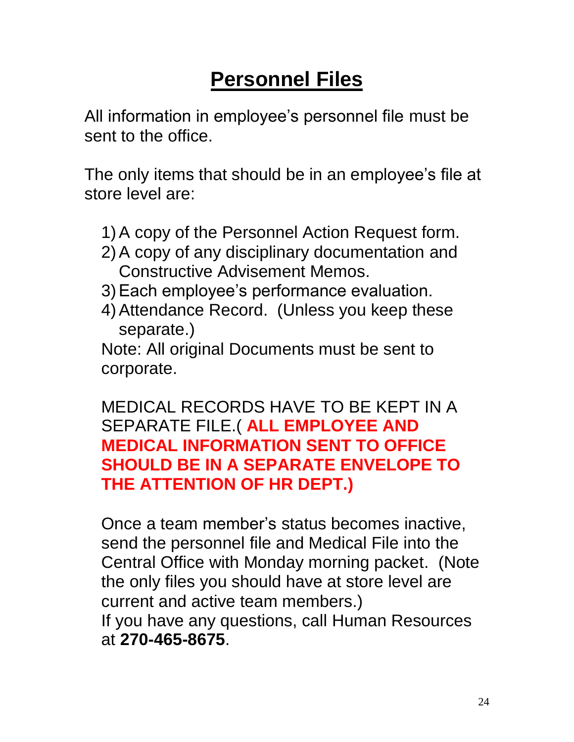# Personnel Files

All information in employee's personnel file must be sent to the office.

The only items that should be in an employee's file at store level are:

1) A copy of the Personnel Action Request form.
2) A copy of any disciplinary documentation and Constructive Advisement Memos.
3) Each employee's performance evaluation.
4) Attendance Record. (Unless you keep these separate.)

Note: All original Documents must be sent to corporate.

MEDICAL RECORDS HAVE TO BE KEPT IN A SEPARATE FILE.( **ALL EMPLOYEE AND MEDICAL INFORMATION SENT TO OFFICE SHOULD BE IN A SEPARATE ENVELOPE TO THE ATTENTION OF HR DEPT.)**

Once a team member's status becomes inactive, send the personnel file and Medical File into the Central Office with Monday morning packet. (Note the only files you should have at store level are current and active team members.)
If you have any questions, call Human Resources at **270-465-8675**.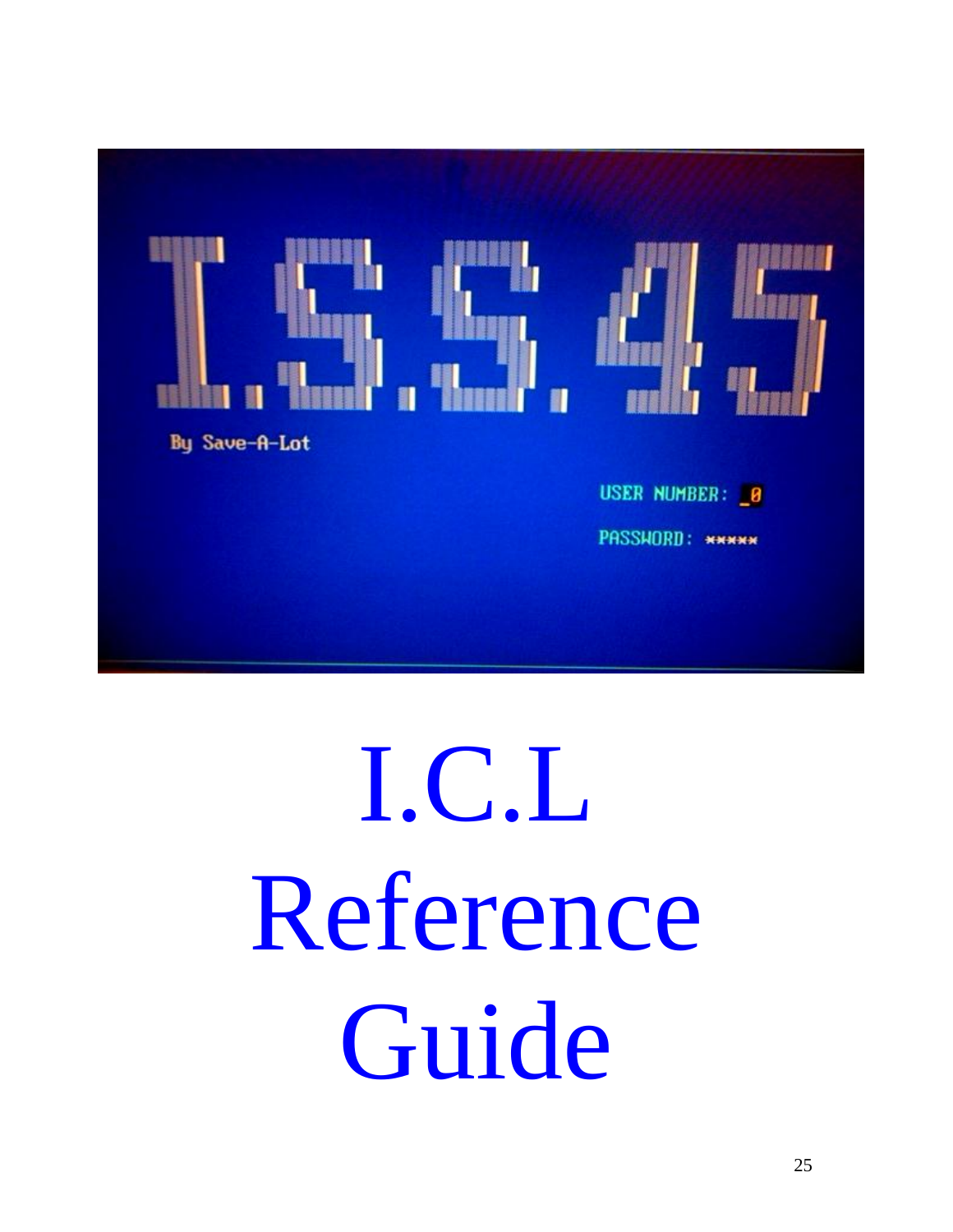# I.C.L Reference Guide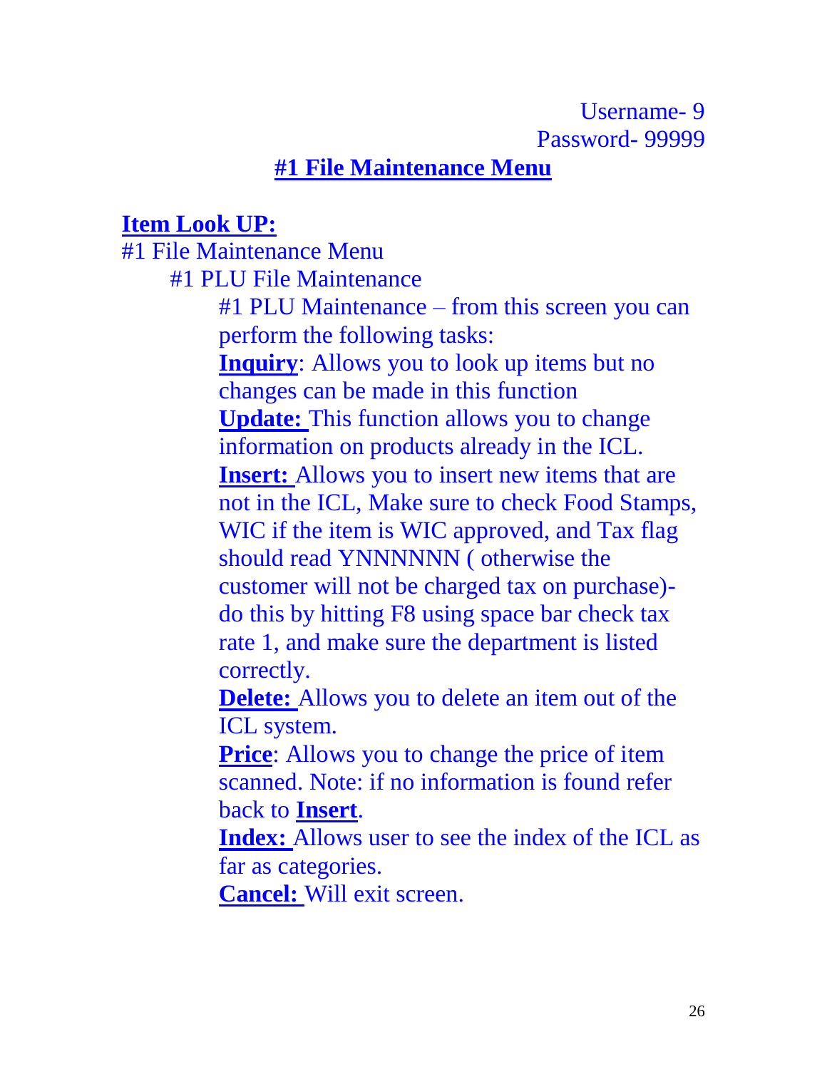Username- 9
Password- 99999

# #1 File Maintenance Menu

## Item Look UP:

#1 File Maintenance Menu

- #1 PLU File Maintenance
  - #1 PLU Maintenance – from this screen you can perform the following tasks:

    **Inquiry**: Allows you to look up items but no changes can be made in this function

    **Update:** This function allows you to change information on products already in the ICL.

    **Insert:** Allows you to insert new items that are not in the ICL, Make sure to check Food Stamps, WIC if the item is WIC approved, and Tax flag should read YNNNNNN ( otherwise the customer will not be charged tax on purchase)- do this by hitting F8 using space bar check tax rate 1, and make sure the department is listed correctly.

    **Delete:** Allows you to delete an item out of the ICL system.

    **Price**: Allows you to change the price of item scanned. Note: if no information is found refer back to **Insert**.

    **Index:** Allows user to see the index of the ICL as far as categories.

    **Cancel:** Will exit screen.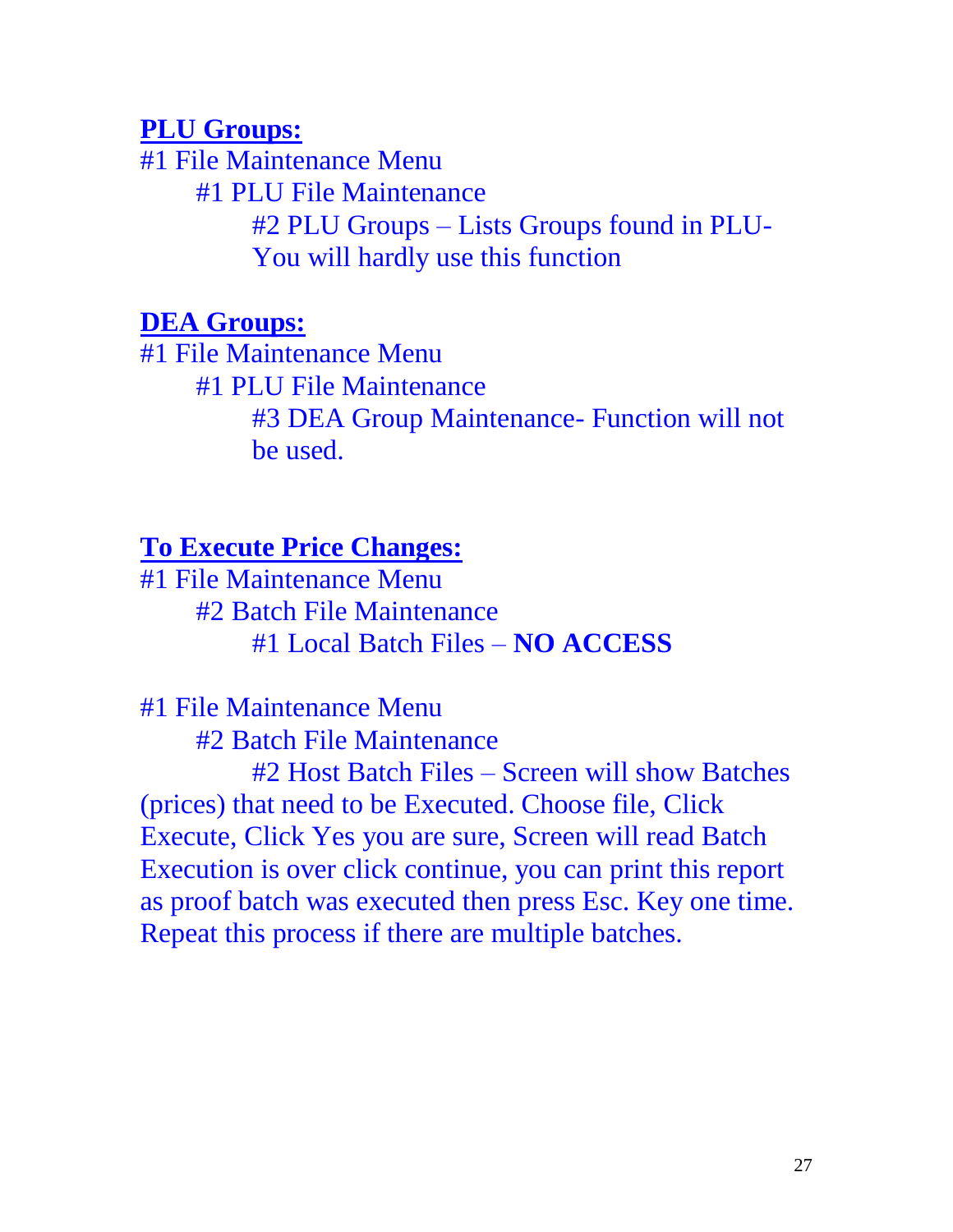**PLU Groups:**

#1 File Maintenance Menu

- #1 PLU File Maintenance
  - #2 PLU Groups – Lists Groups found in PLU- You will hardly use this function

**DEA Groups:**

#1 File Maintenance Menu

- #1 PLU File Maintenance
  - #3 DEA Group Maintenance- Function will not be used.

**To Execute Price Changes:**

#1 File Maintenance Menu

- #2 Batch File Maintenance
  - #1 Local Batch Files – **NO ACCESS**

#1 File Maintenance Menu

- #2 Batch File Maintenance
  - #2 Host Batch Files – Screen will show Batches (prices) that need to be Executed. Choose file, Click Execute, Click Yes you are sure, Screen will read Batch Execution is over click continue, you can print this report as proof batch was executed then press Esc. Key one time. Repeat this process if there are multiple batches.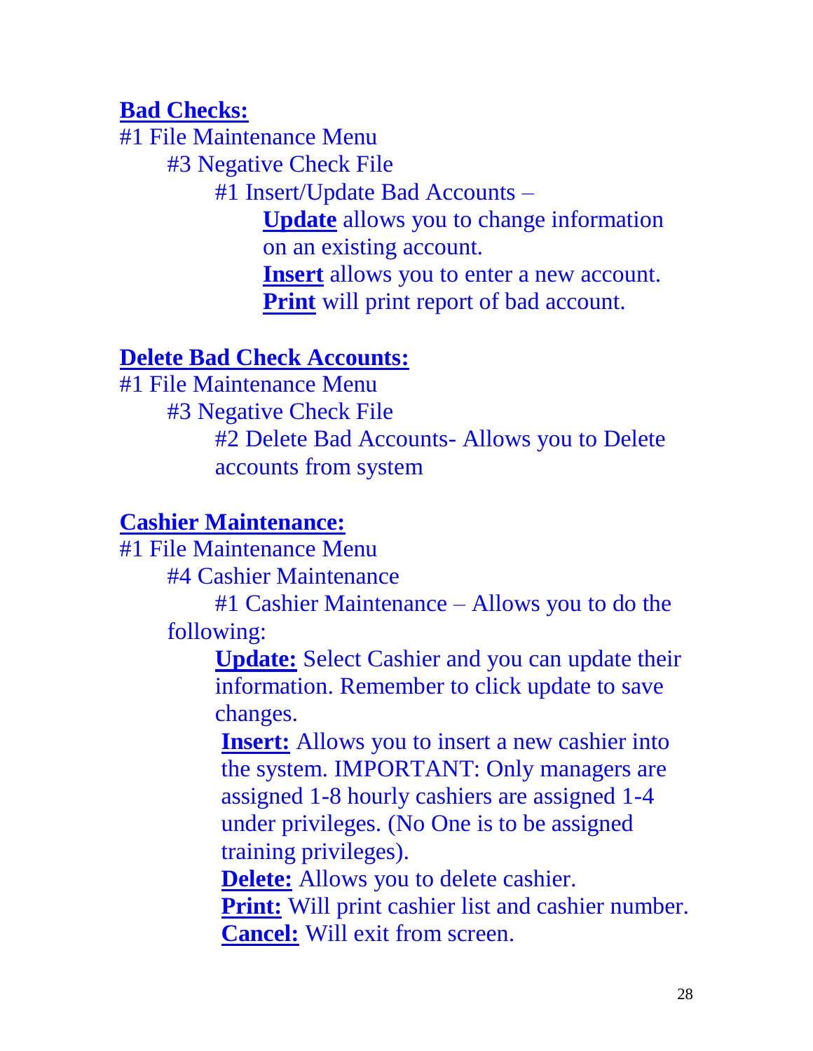**Bad Checks:**

#1 File Maintenance Menu

- #3 Negative Check File
  - #1 Insert/Update Bad Accounts –
    - **Update** allows you to change information on an existing account.
    - **Insert** allows you to enter a new account.
    - **Print** will print report of bad account.

**Delete Bad Check Accounts:**

#1 File Maintenance Menu

- #3 Negative Check File
  - #2 Delete Bad Accounts- Allows you to Delete accounts from system

**Cashier Maintenance:**

#1 File Maintenance Menu

- #4 Cashier Maintenance
  - #1 Cashier Maintenance – Allows you to do the following:
    - **Update:** Select Cashier and you can update their information. Remember to click update to save changes.
    - **Insert:** Allows you to insert a new cashier into the system. IMPORTANT: Only managers are assigned 1-8 hourly cashiers are assigned 1-4 under privileges. (No One is to be assigned training privileges).
    - **Delete:** Allows you to delete cashier.
    - **Print:** Will print cashier list and cashier number.
    - **Cancel:** Will exit from screen.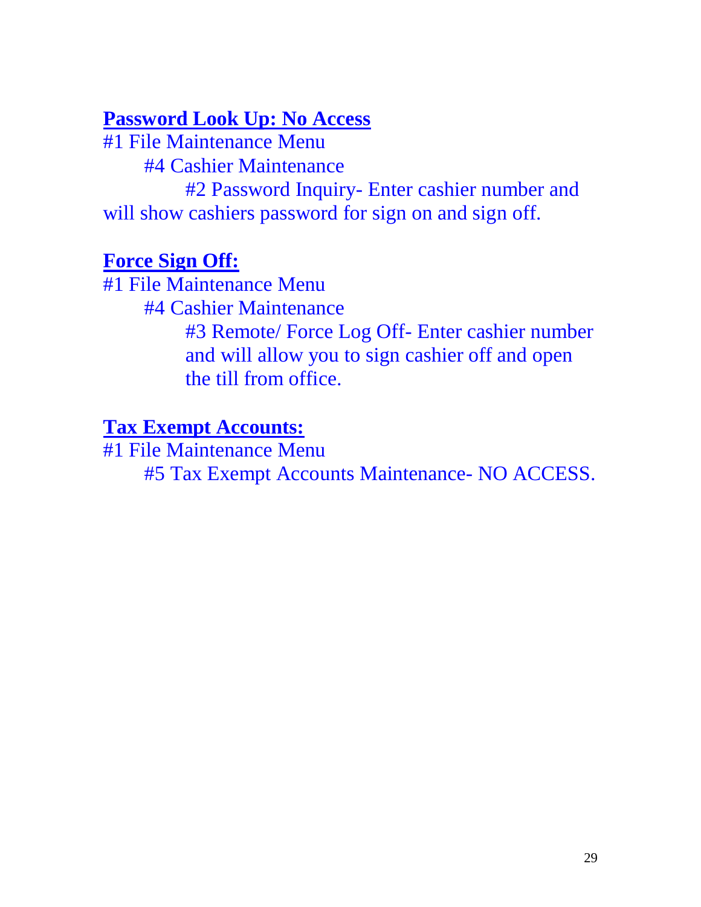**Password Look Up: No Access**

#1 File Maintenance Menu

- #4 Cashier Maintenance
  - #2 Password Inquiry- Enter cashier number and will show cashiers password for sign on and sign off.

**Force Sign Off:**

#1 File Maintenance Menu

- #4 Cashier Maintenance
  - #3 Remote/ Force Log Off- Enter cashier number and will allow you to sign cashier off and open the till from office.

**Tax Exempt Accounts:**

#1 File Maintenance Menu

- #5 Tax Exempt Accounts Maintenance- NO ACCESS.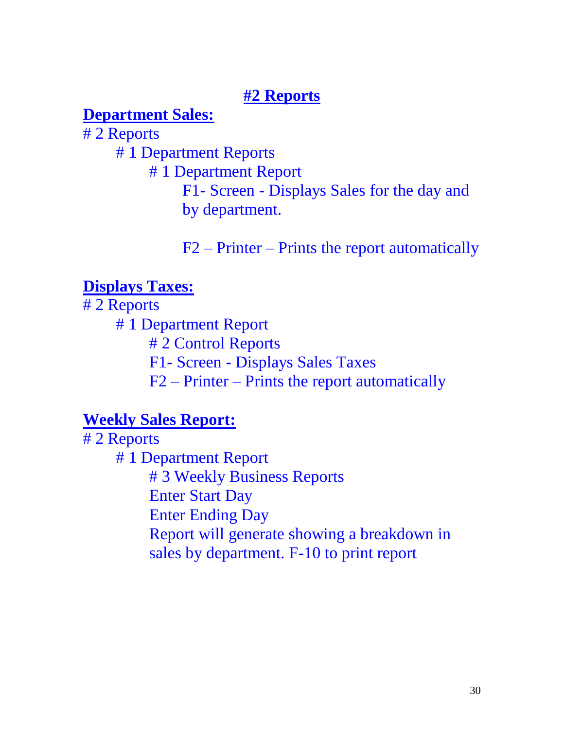# #2 Reports

**Department Sales:**

# 2 Reports
    # 1 Department Reports
        # 1 Department Report
            F1- Screen - Displays Sales for the day and by department.

            F2 – Printer – Prints the report automatically

**Displays Taxes:**

# 2 Reports
    # 1 Department Report
        # 2 Control Reports
        F1- Screen - Displays Sales Taxes
        F2 – Printer – Prints the report automatically

**Weekly Sales Report:**

# 2 Reports
    # 1 Department Report
        # 3 Weekly Business Reports
        Enter Start Day
        Enter Ending Day
        Report will generate showing a breakdown in sales by department. F-10 to print report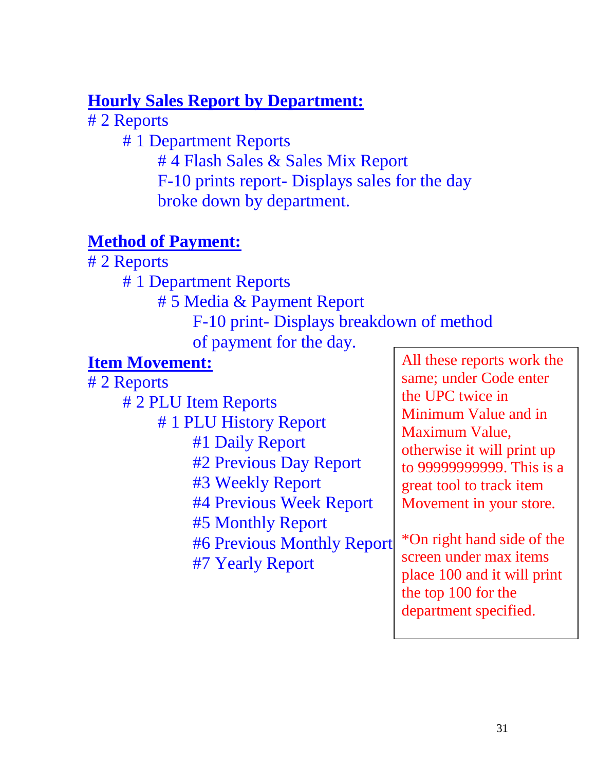**Hourly Sales Report by Department:**

# 2 Reports

- # 1 Department Reports
  - # 4 Flash Sales & Sales Mix Report
    
    F-10 prints report- Displays sales for the day broke down by department.

**Method of Payment:**

# 2 Reports

- # 1 Department Reports
  - # 5 Media & Payment Report
    - F-10 print- Displays breakdown of method of payment for the day.

**Item Movement:**

# 2 Reports

- # 2 PLU Item Reports
  - # 1 PLU History Report
    - #1 Daily Report
    - #2 Previous Day Report
    - #3 Weekly Report
    - #4 Previous Week Report
    - #5 Monthly Report
    - #6 Previous Monthly Report
    - #7 Yearly Report

> All these reports work the same; under Code enter the UPC twice in Minimum Value and in Maximum Value, otherwise it will print up to 99999999999. This is a great tool to track item Movement in your store.
>
> *On right hand side of the screen under max items place 100 and it will print the top 100 for the department specified.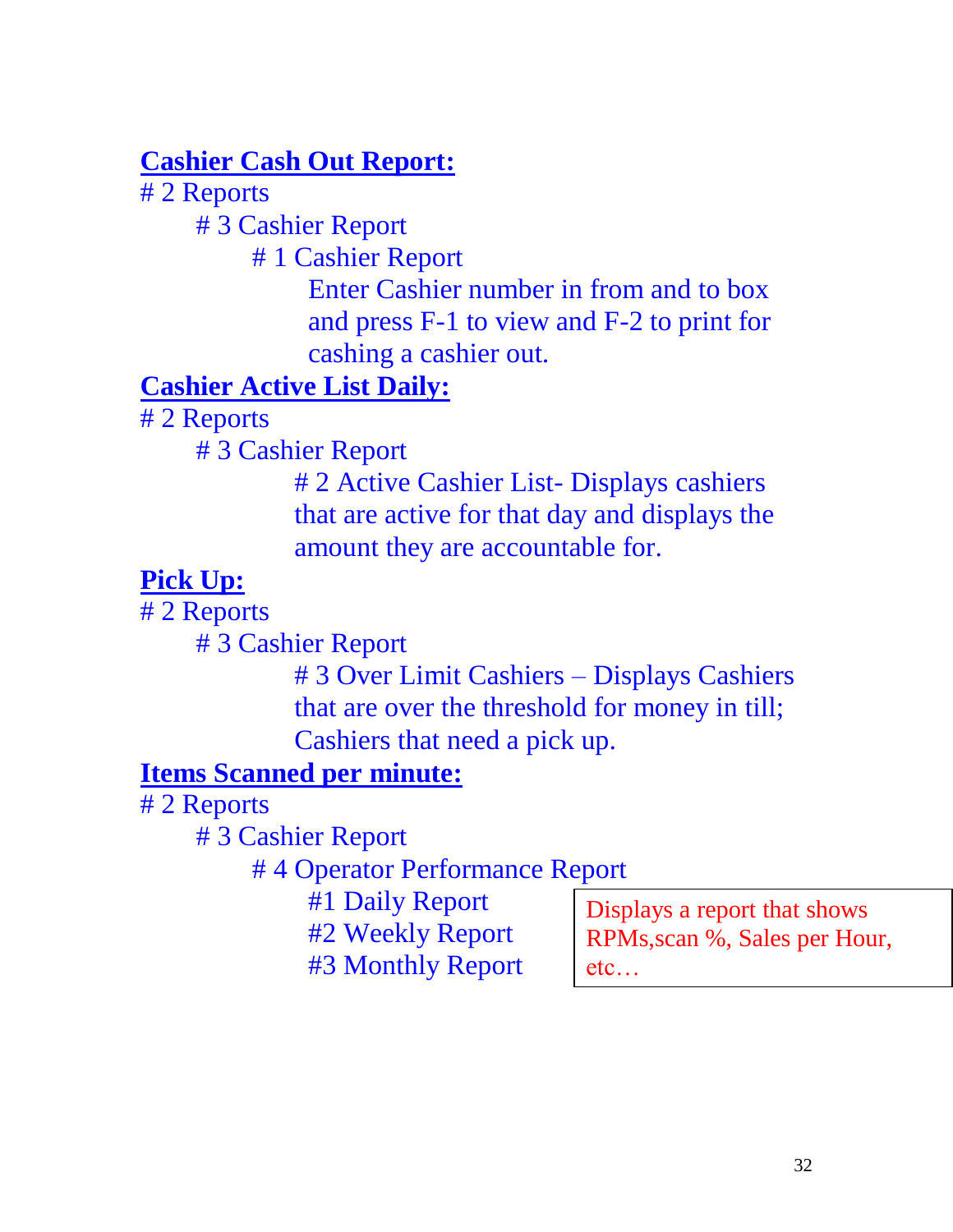**Cashier Cash Out Report:**

# 2 Reports

  # 3 Cashier Report

    # 1 Cashier Report

      Enter Cashier number in from and to box and press F-1 to view and F-2 to print for cashing a cashier out.

**Cashier Active List Daily:**

# 2 Reports

  # 3 Cashier Report

    # 2 Active Cashier List- Displays cashiers that are active for that day and displays the amount they are accountable for.

**Pick Up:**

# 2 Reports

  # 3 Cashier Report

    # 3 Over Limit Cashiers – Displays Cashiers that are over the threshold for money in till; Cashiers that need a pick up.

**Items Scanned per minute:**

# 2 Reports

  # 3 Cashier Report

    # 4 Operator Performance Report

      #1 Daily Report

      #2 Weekly Report

      #3 Monthly Report

Displays a report that shows RPMs,scan %, Sales per Hour, etc…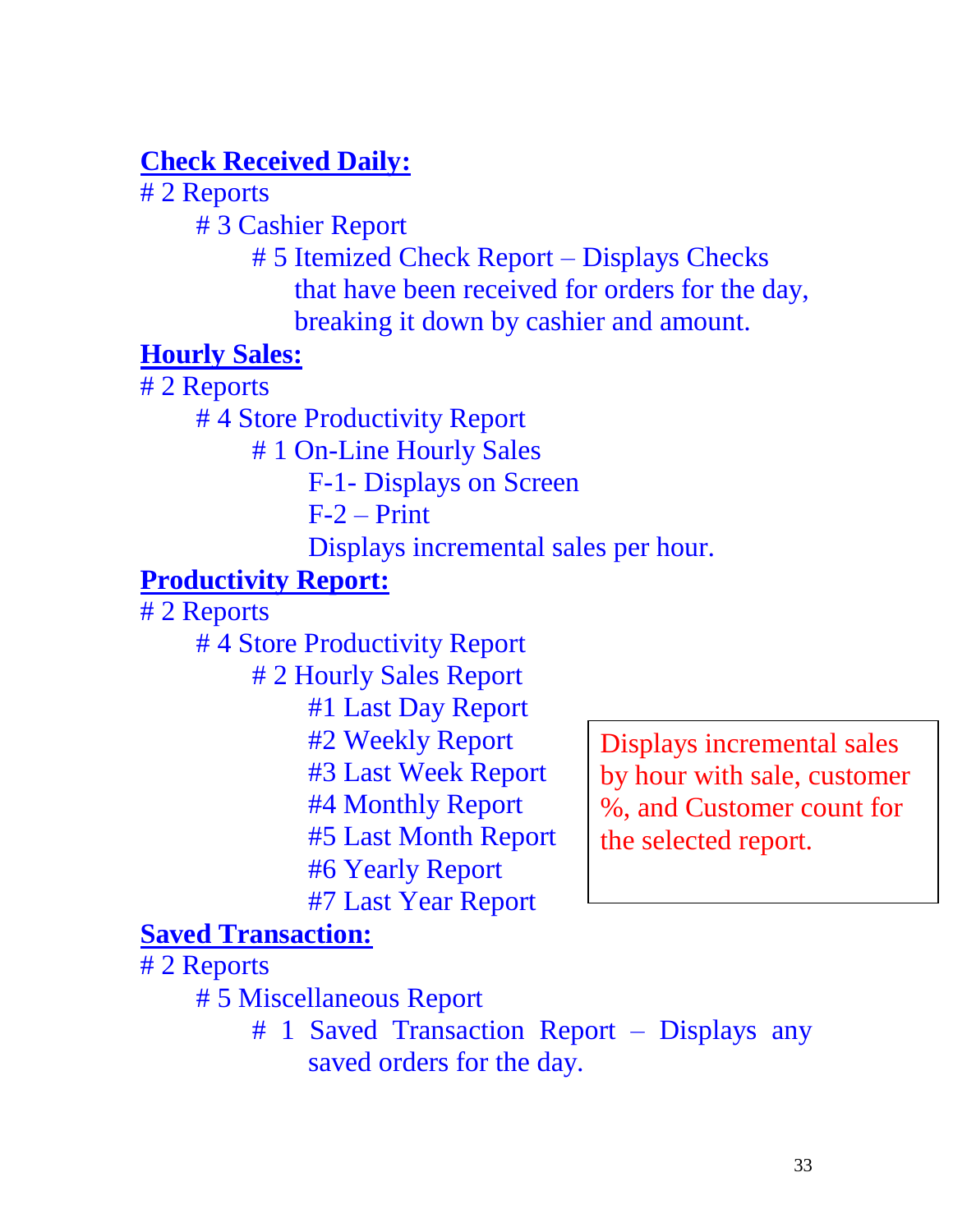**Check Received Daily:**

# 2 Reports

- # 3 Cashier Report
  - # 5 Itemized Check Report – Displays Checks that have been received for orders for the day, breaking it down by cashier and amount.

**Hourly Sales:**

# 2 Reports

- # 4 Store Productivity Report
  - # 1 On-Line Hourly Sales
    - F-1- Displays on Screen
    - F-2 – Print
    - Displays incremental sales per hour.

**Productivity Report:**

# 2 Reports

- # 4 Store Productivity Report
  - # 2 Hourly Sales Report
    - #1 Last Day Report
    - #2 Weekly Report
    - #3 Last Week Report
    - #4 Monthly Report
    - #5 Last Month Report
    - #6 Yearly Report
    - #7 Last Year Report

Displays incremental sales by hour with sale, customer %, and Customer count for the selected report.

**Saved Transaction:**

# 2 Reports

- # 5 Miscellaneous Report
  - # 1 Saved Transaction Report – Displays any saved orders for the day.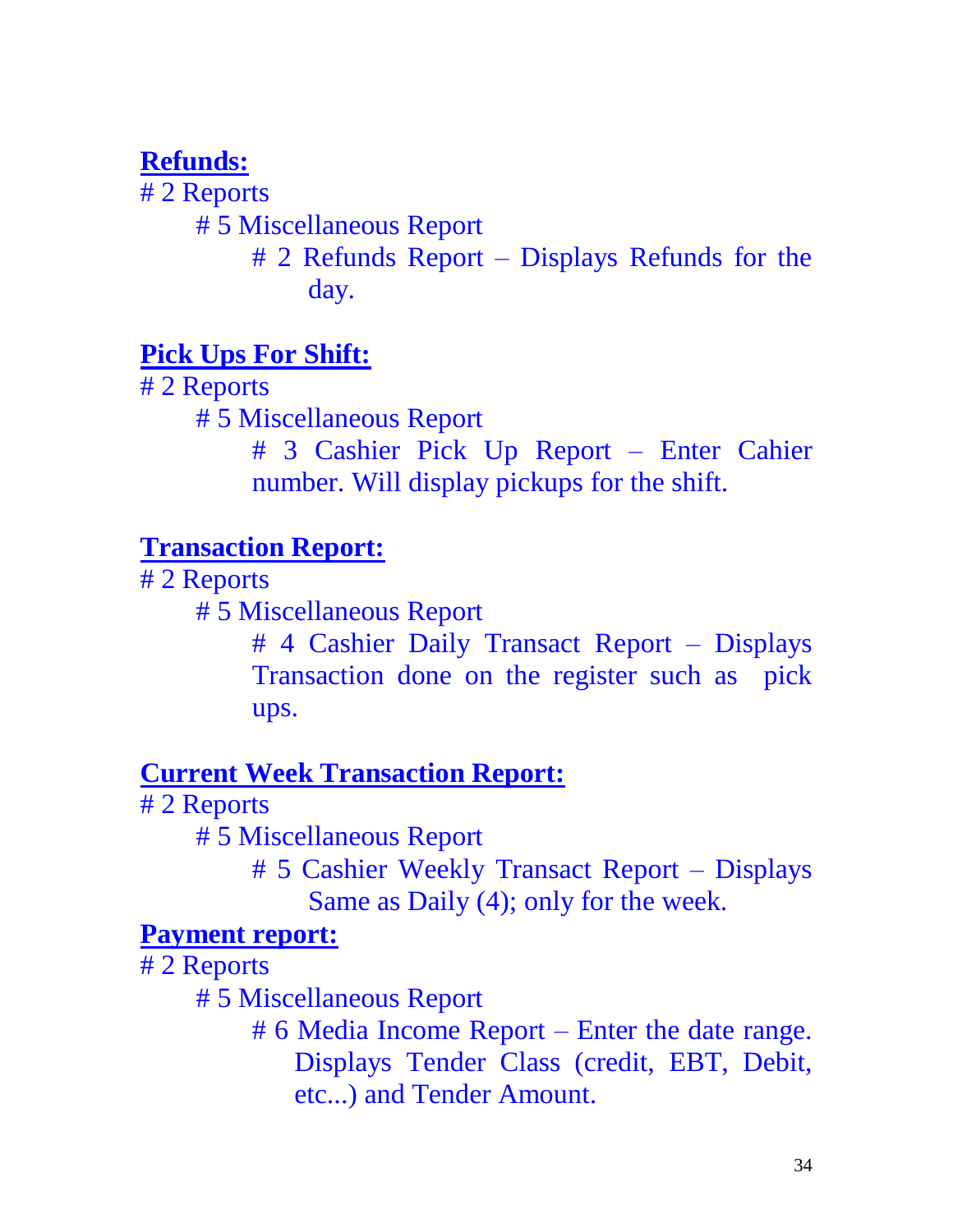**Refunds:**

# 2 Reports

  # 5 Miscellaneous Report

    # 2 Refunds Report – Displays Refunds for the day.

**Pick Ups For Shift:**

# 2 Reports

  # 5 Miscellaneous Report

    # 3 Cashier Pick Up Report – Enter Cahier number. Will display pickups for the shift.

**Transaction Report:**

# 2 Reports

  # 5 Miscellaneous Report

    # 4 Cashier Daily Transact Report – Displays Transaction done on the register such as pick ups.

**Current Week Transaction Report:**

# 2 Reports

  # 5 Miscellaneous Report

    # 5 Cashier Weekly Transact Report – Displays Same as Daily (4); only for the week.

**Payment report:**

# 2 Reports

  # 5 Miscellaneous Report

    # 6 Media Income Report – Enter the date range. Displays Tender Class (credit, EBT, Debit, etc...) and Tender Amount.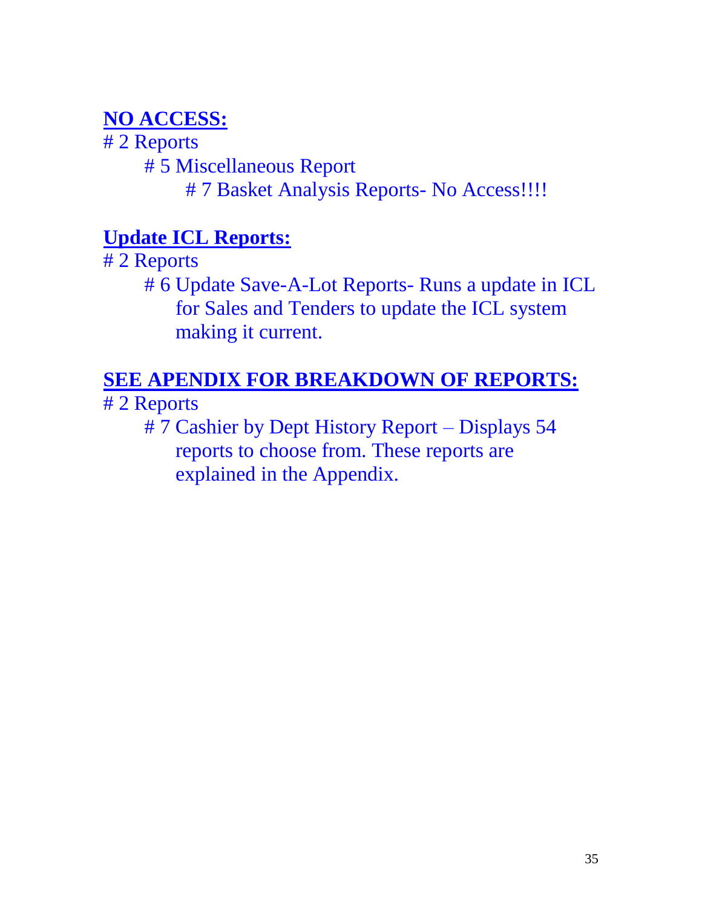**NO ACCESS:**

# 2 Reports

  # 5 Miscellaneous Report

    # 7 Basket Analysis Reports- No Access!!!!

**Update ICL Reports:**

# 2 Reports

  # 6 Update Save-A-Lot Reports- Runs a update in ICL for Sales and Tenders to update the ICL system making it current.

**SEE APENDIX FOR BREAKDOWN OF REPORTS:**

# 2 Reports

  # 7 Cashier by Dept History Report – Displays 54 reports to choose from. These reports are explained in the Appendix.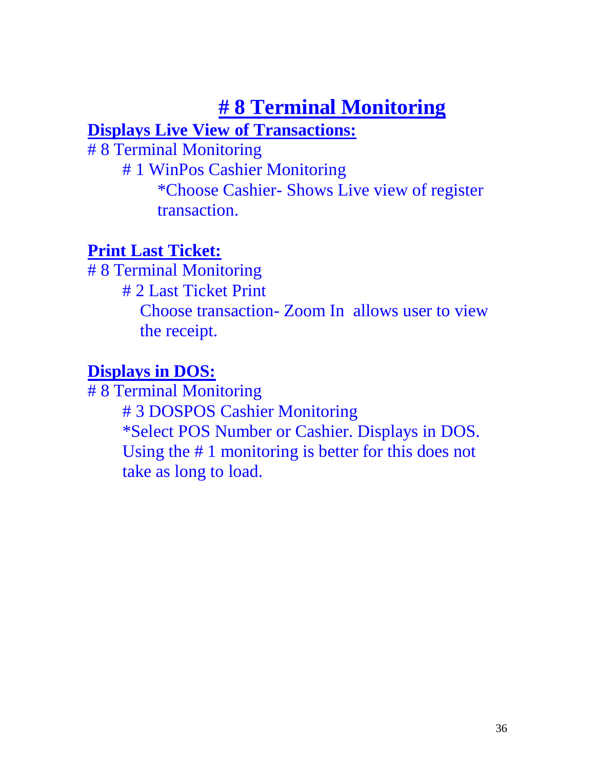# # 8 Terminal Monitoring

**Displays Live View of Transactions:**

# 8 Terminal Monitoring

- # 1 WinPos Cashier Monitoring
  - *Choose Cashier- Shows Live view of register transaction.

**Print Last Ticket:**

# 8 Terminal Monitoring

- # 2 Last Ticket Print
  - Choose transaction- Zoom In allows user to view the receipt.

**Displays in DOS:**

# 8 Terminal Monitoring

- # 3 DOSPOS Cashier Monitoring

  *Select POS Number or Cashier. Displays in DOS. Using the # 1 monitoring is better for this does not take as long to load.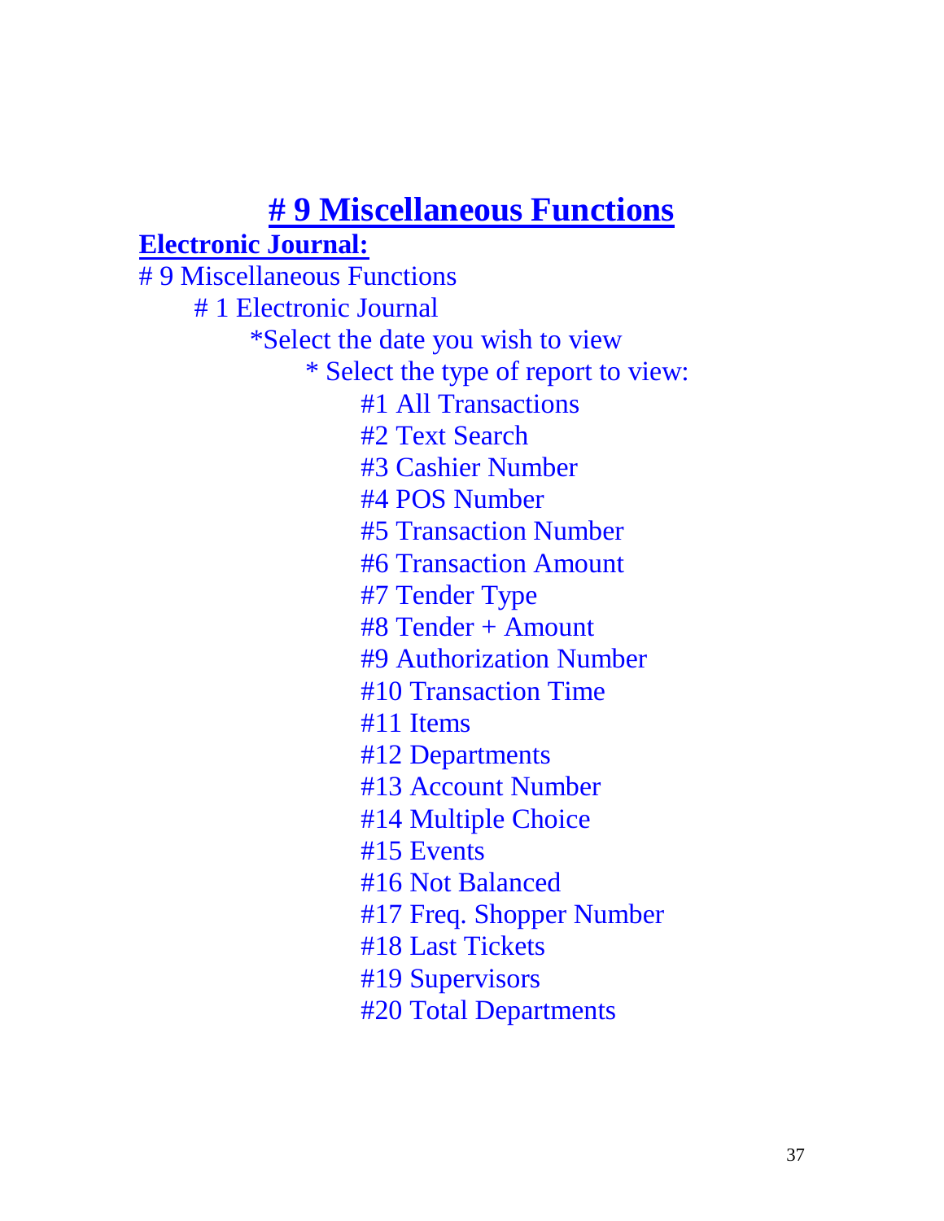# # 9 Miscellaneous Functions

## Electronic Journal:

# 9 Miscellaneous Functions

- # 1 Electronic Journal
  - *Select the date you wish to view
    - * Select the type of report to view:
      - #1 All Transactions
      - #2 Text Search
      - #3 Cashier Number
      - #4 POS Number
      - #5 Transaction Number
      - #6 Transaction Amount
      - #7 Tender Type
      - #8 Tender + Amount
      - #9 Authorization Number
      - #10 Transaction Time
      - #11 Items
      - #12 Departments
      - #13 Account Number
      - #14 Multiple Choice
      - #15 Events
      - #16 Not Balanced
      - #17 Freq. Shopper Number
      - #18 Last Tickets
      - #19 Supervisors
      - #20 Total Departments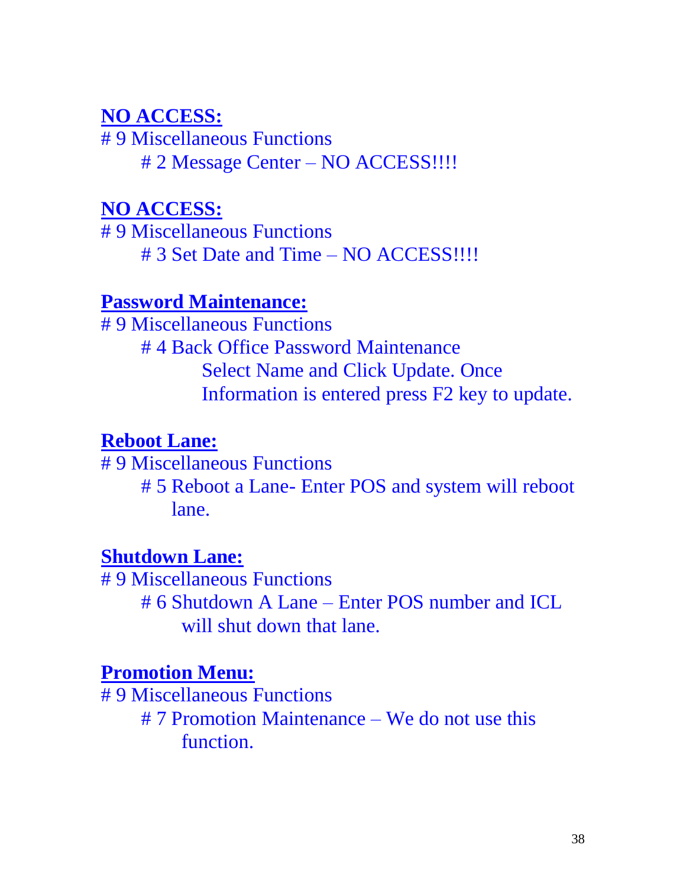**NO ACCESS:**

# 9 Miscellaneous Functions

  # 2 Message Center – NO ACCESS!!!!

**NO ACCESS:**

# 9 Miscellaneous Functions

  # 3 Set Date and Time – NO ACCESS!!!!

**Password Maintenance:**

# 9 Miscellaneous Functions

  # 4 Back Office Password Maintenance

    Select Name and Click Update. Once Information is entered press F2 key to update.

**Reboot Lane:**

# 9 Miscellaneous Functions

  # 5 Reboot a Lane- Enter POS and system will reboot lane.

**Shutdown Lane:**

# 9 Miscellaneous Functions

  # 6 Shutdown A Lane – Enter POS number and ICL will shut down that lane.

**Promotion Menu:**

# 9 Miscellaneous Functions

  # 7 Promotion Maintenance – We do not use this function.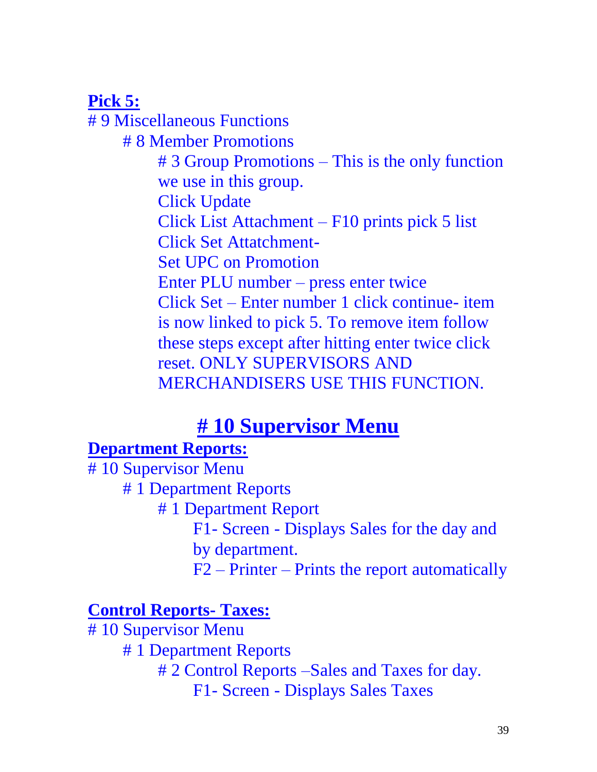**Pick 5:**

# 9 Miscellaneous Functions

- # 8 Member Promotions
  - # 3 Group Promotions – This is the only function we use in this group.

    Click Update

    Click List Attachment – F10 prints pick 5 list

    Click Set Attatchment-

    Set UPC on Promotion

    Enter PLU number – press enter twice

    Click Set – Enter number 1 click continue- item is now linked to pick 5. To remove item follow these steps except after hitting enter twice click reset. ONLY SUPERVISORS AND MERCHANDISERS USE THIS FUNCTION.

# # 10 Supervisor Menu

**Department Reports:**

# 10 Supervisor Menu

- # 1 Department Reports
  - # 1 Department Report
    - F1- Screen - Displays Sales for the day and by department.
    - F2 – Printer – Prints the report automatically

**Control Reports- Taxes:**

# 10 Supervisor Menu

- # 1 Department Reports
  - # 2 Control Reports –Sales and Taxes for day.
    - F1- Screen - Displays Sales Taxes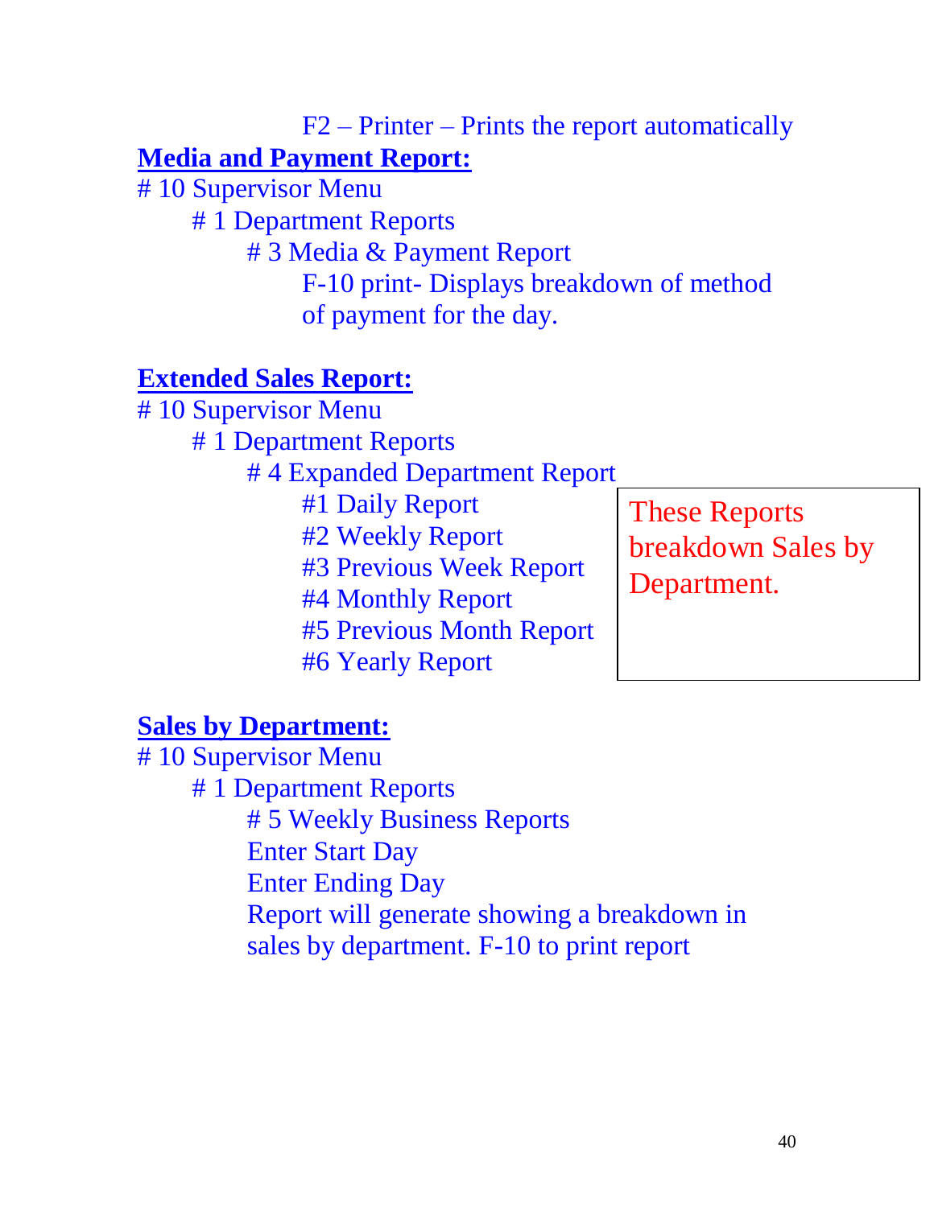F2 – Printer – Prints the report automatically

**Media and Payment Report:**

- # 10 Supervisor Menu
  - # 1 Department Reports
    - # 3 Media & Payment Report
      - F-10 print- Displays breakdown of method of payment for the day.

**Extended Sales Report:**

- # 10 Supervisor Menu
  - # 1 Department Reports
    - # 4 Expanded Department Report
      - #1 Daily Report
      - #2 Weekly Report
      - #3 Previous Week Report
      - #4 Monthly Report
      - #5 Previous Month Report
      - #6 Yearly Report

These Reports breakdown Sales by Department.

**Sales by Department:**

- # 10 Supervisor Menu
  - # 1 Department Reports
    - # 5 Weekly Business Reports
    - Enter Start Day
    - Enter Ending Day
    - Report will generate showing a breakdown in sales by department. F-10 to print report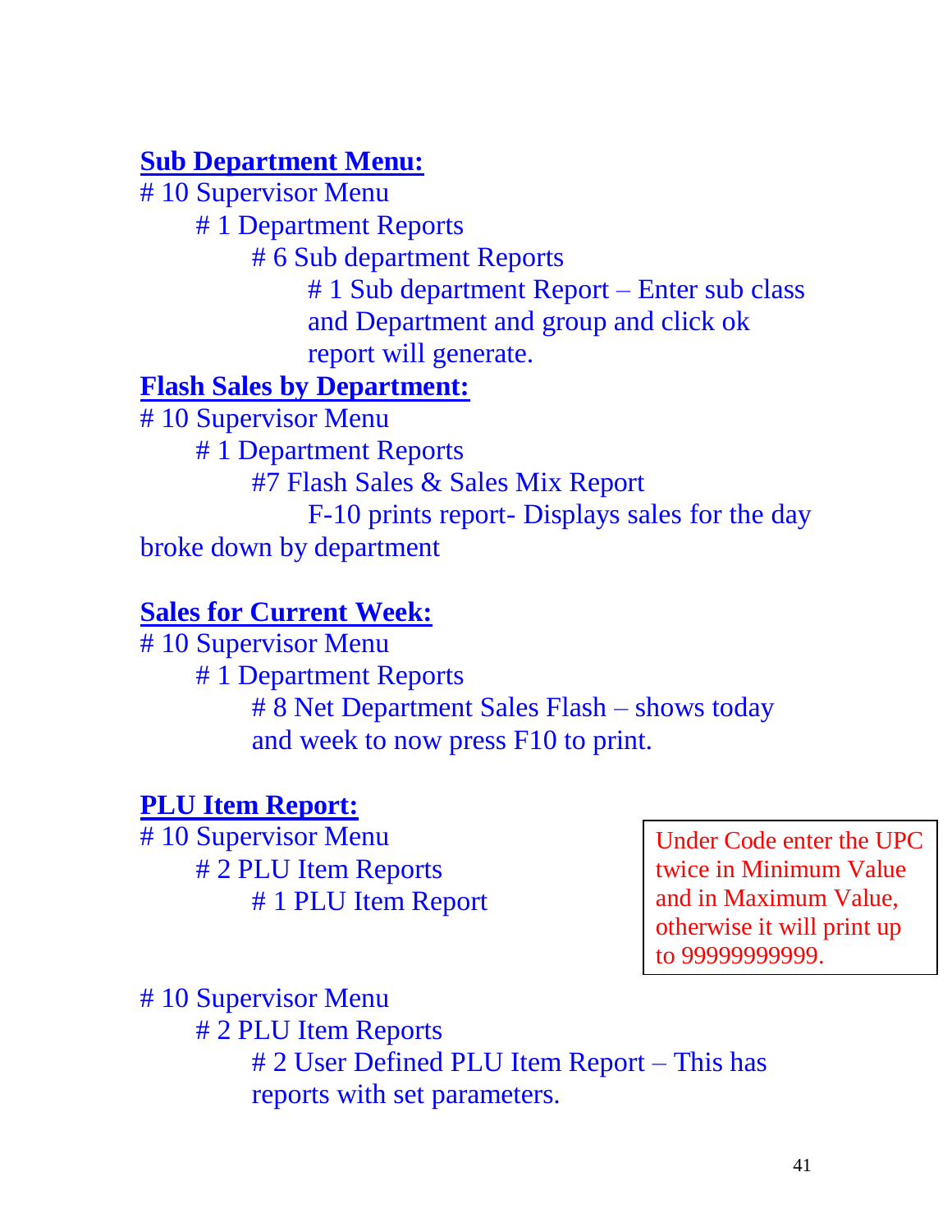**Sub Department Menu:**

# 10 Supervisor Menu

# 1 Department Reports

# 6 Sub department Reports

# 1 Sub department Report – Enter sub class and Department and group and click ok report will generate.

**Flash Sales by Department:**

# 10 Supervisor Menu

# 1 Department Reports

#7 Flash Sales & Sales Mix Report

F-10 prints report- Displays sales for the day broke down by department

**Sales for Current Week:**

# 10 Supervisor Menu

# 1 Department Reports

# 8 Net Department Sales Flash – shows today and week to now press F10 to print.

**PLU Item Report:**

# 10 Supervisor Menu

# 2 PLU Item Reports

# 1 PLU Item Report

Under Code enter the UPC twice in Minimum Value and in Maximum Value, otherwise it will print up to 99999999999.

# 10 Supervisor Menu

# 2 PLU Item Reports

# 2 User Defined PLU Item Report – This has reports with set parameters.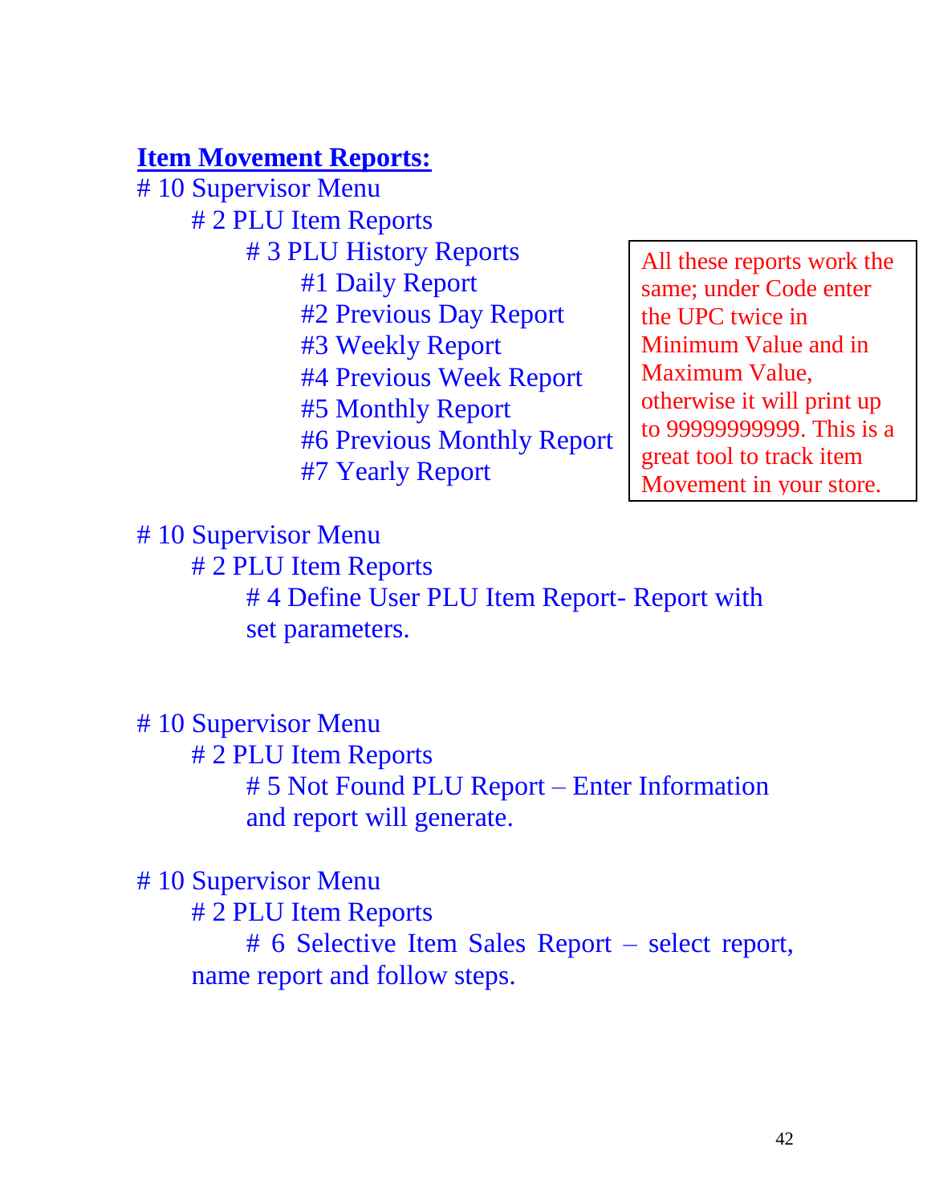## Item Movement Reports:

# 10 Supervisor Menu
- # 2 PLU Item Reports
  - # 3 PLU History Reports
    - #1 Daily Report
    - #2 Previous Day Report
    - #3 Weekly Report
    - #4 Previous Week Report
    - #5 Monthly Report
    - #6 Previous Monthly Report
    - #7 Yearly Report

All these reports work the same; under Code enter the UPC twice in Minimum Value and in Maximum Value, otherwise it will print up to 99999999999. This is a great tool to track item Movement in your store.

# 10 Supervisor Menu
- # 2 PLU Item Reports
  - # 4 Define User PLU Item Report- Report with set parameters.

# 10 Supervisor Menu
- # 2 PLU Item Reports
  - # 5 Not Found PLU Report – Enter Information and report will generate.

# 10 Supervisor Menu
- # 2 PLU Item Reports
  - # 6 Selective Item Sales Report – select report, name report and follow steps.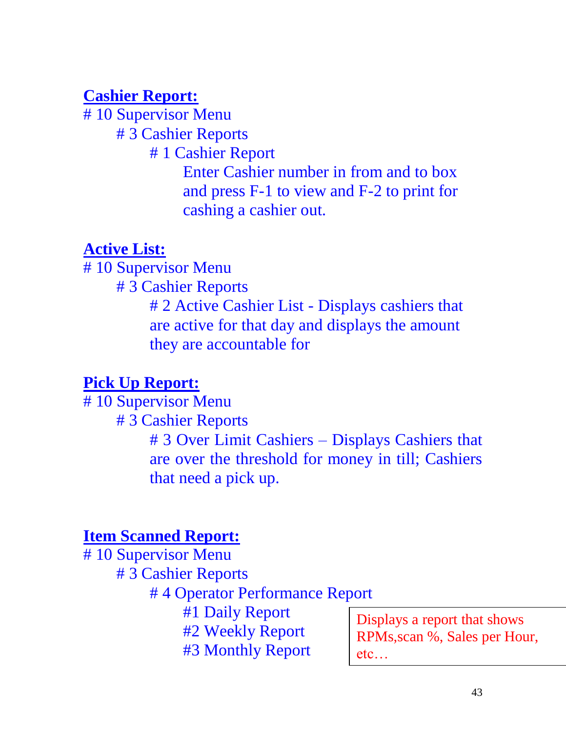**Cashier Report:**

# 10 Supervisor Menu

- # 3 Cashier Reports
  - # 1 Cashier Report
    - Enter Cashier number in from and to box and press F-1 to view and F-2 to print for cashing a cashier out.

**Active List:**

# 10 Supervisor Menu

- # 3 Cashier Reports
  - # 2 Active Cashier List - Displays cashiers that are active for that day and displays the amount they are accountable for

**Pick Up Report:**

# 10 Supervisor Menu

- # 3 Cashier Reports
  - # 3 Over Limit Cashiers – Displays Cashiers that are over the threshold for money in till; Cashiers that need a pick up.

**Item Scanned Report:**

# 10 Supervisor Menu

- # 3 Cashier Reports
  - # 4 Operator Performance Report
    - #1 Daily Report
    - #2 Weekly Report
    - #3 Monthly Report

Displays a report that shows RPMs,scan %, Sales per Hour, etc…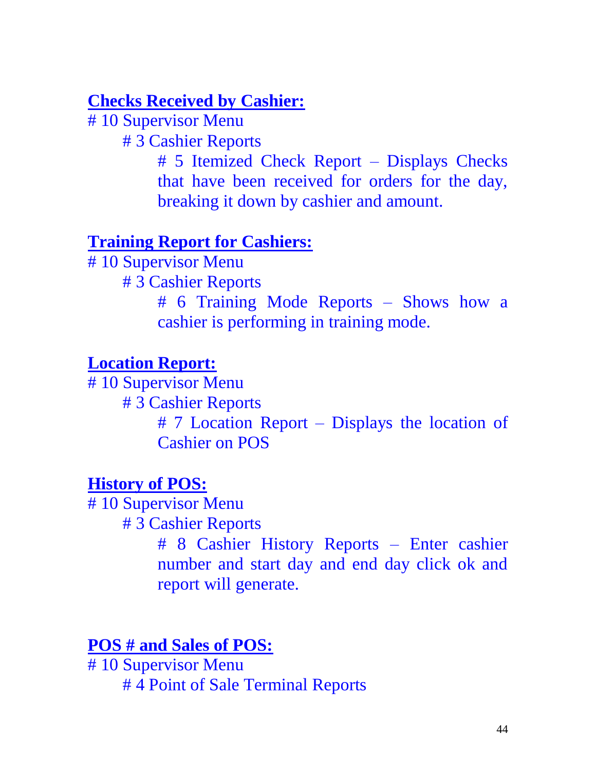**Checks Received by Cashier:**

# 10 Supervisor Menu

  # 3 Cashier Reports

    # 5 Itemized Check Report – Displays Checks that have been received for orders for the day, breaking it down by cashier and amount.

**Training Report for Cashiers:**

# 10 Supervisor Menu

  # 3 Cashier Reports

    # 6 Training Mode Reports – Shows how a cashier is performing in training mode.

**Location Report:**

# 10 Supervisor Menu

  # 3 Cashier Reports

    # 7 Location Report – Displays the location of Cashier on POS

**History of POS:**

# 10 Supervisor Menu

  # 3 Cashier Reports

    # 8 Cashier History Reports – Enter cashier number and start day and end day click ok and report will generate.

**POS # and Sales of POS:**

# 10 Supervisor Menu

  # 4 Point of Sale Terminal Reports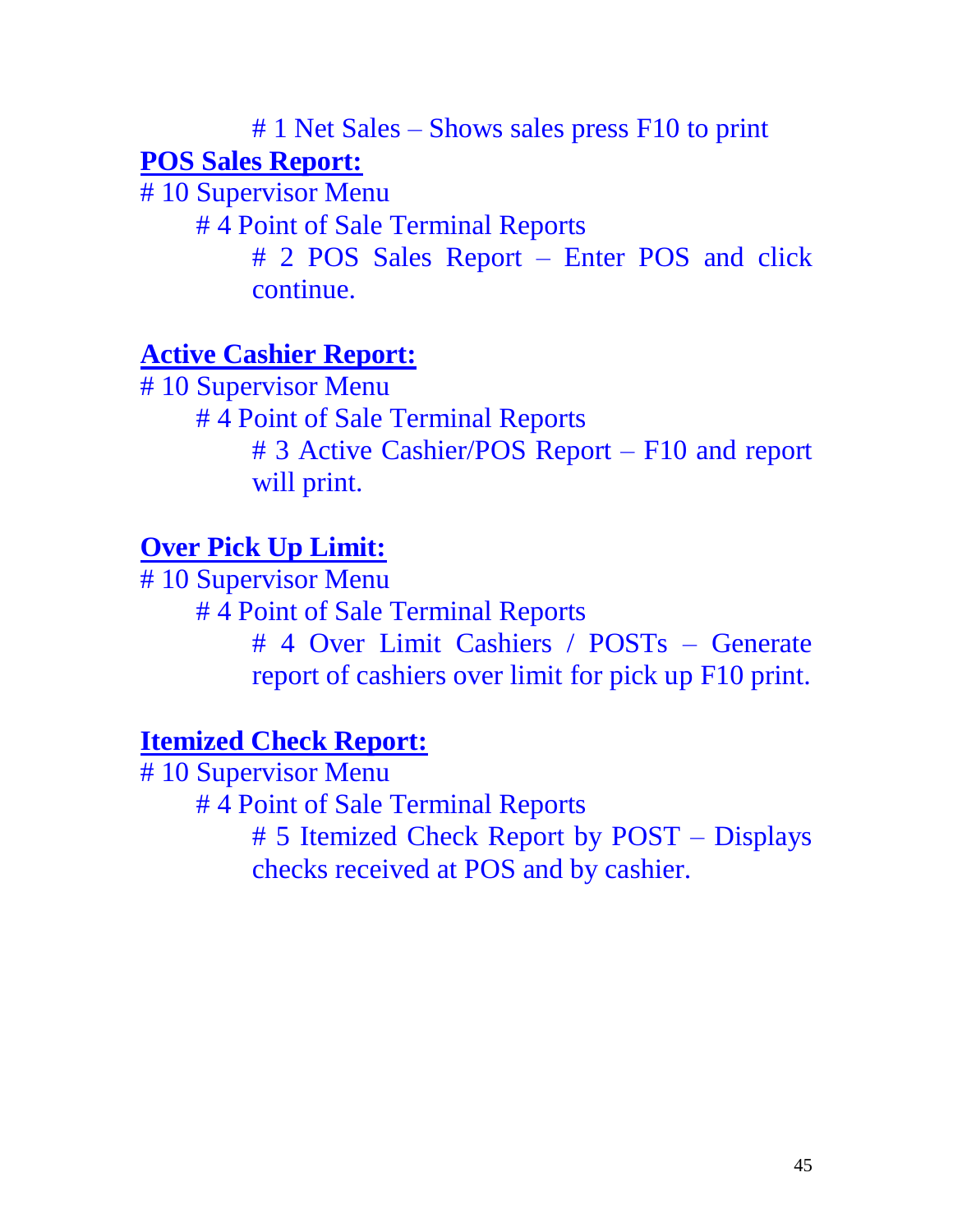# 1 Net Sales – Shows sales press F10 to print

**POS Sales Report:**

# 10 Supervisor Menu

# 4 Point of Sale Terminal Reports

# 2 POS Sales Report – Enter POS and click continue.

**Active Cashier Report:**

# 10 Supervisor Menu

# 4 Point of Sale Terminal Reports

# 3 Active Cashier/POS Report – F10 and report will print.

**Over Pick Up Limit:**

# 10 Supervisor Menu

# 4 Point of Sale Terminal Reports

# 4 Over Limit Cashiers / POSTs – Generate report of cashiers over limit for pick up F10 print.

**Itemized Check Report:**

# 10 Supervisor Menu

# 4 Point of Sale Terminal Reports

# 5 Itemized Check Report by POST – Displays checks received at POS and by cashier.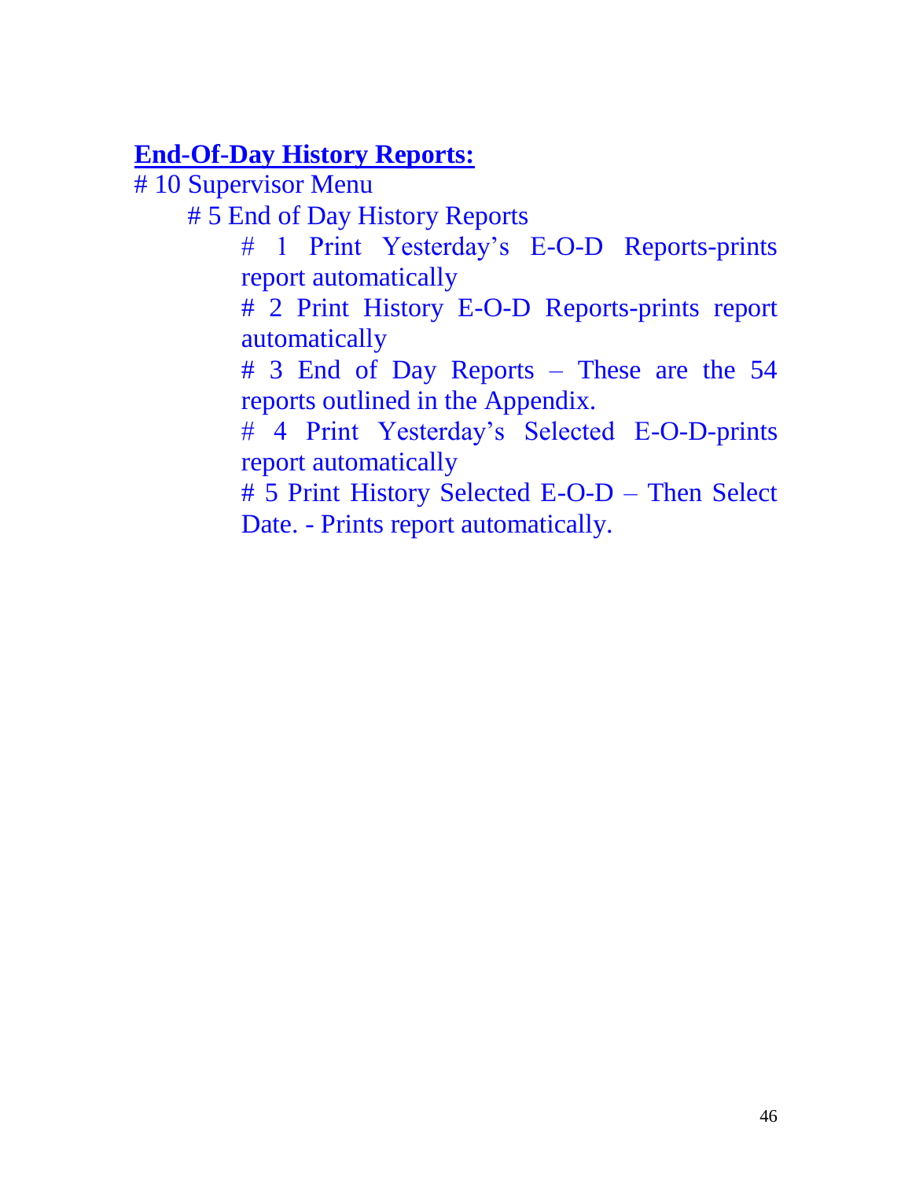## End-Of-Day History Reports:

# 10 Supervisor Menu

# 5 End of Day History Reports

# 1 Print Yesterday's E-O-D Reports-prints report automatically

# 2 Print History E-O-D Reports-prints report automatically

# 3 End of Day Reports – These are the 54 reports outlined in the Appendix.

# 4 Print Yesterday's Selected E-O-D-prints report automatically

# 5 Print History Selected E-O-D – Then Select Date. - Prints report automatically.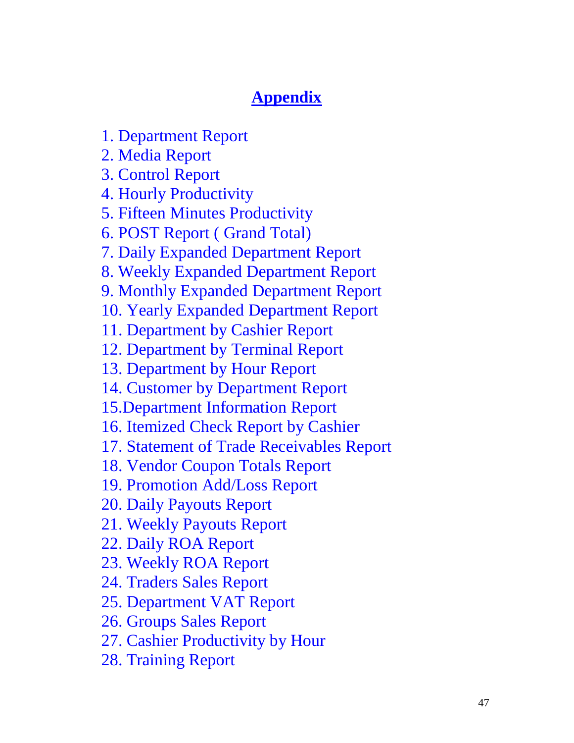# Appendix

1. Department Report
2. Media Report
3. Control Report
4. Hourly Productivity
5. Fifteen Minutes Productivity
6. POST Report ( Grand Total)
7. Daily Expanded Department Report
8. Weekly Expanded Department Report
9. Monthly Expanded Department Report
10. Yearly Expanded Department Report
11. Department by Cashier Report
12. Department by Terminal Report
13. Department by Hour Report
14. Customer by Department Report
15. Department Information Report
16. Itemized Check Report by Cashier
17. Statement of Trade Receivables Report
18. Vendor Coupon Totals Report
19. Promotion Add/Loss Report
20. Daily Payouts Report
21. Weekly Payouts Report
22. Daily ROA Report
23. Weekly ROA Report
24. Traders Sales Report
25. Department VAT Report
26. Groups Sales Report
27. Cashier Productivity by Hour
28. Training Report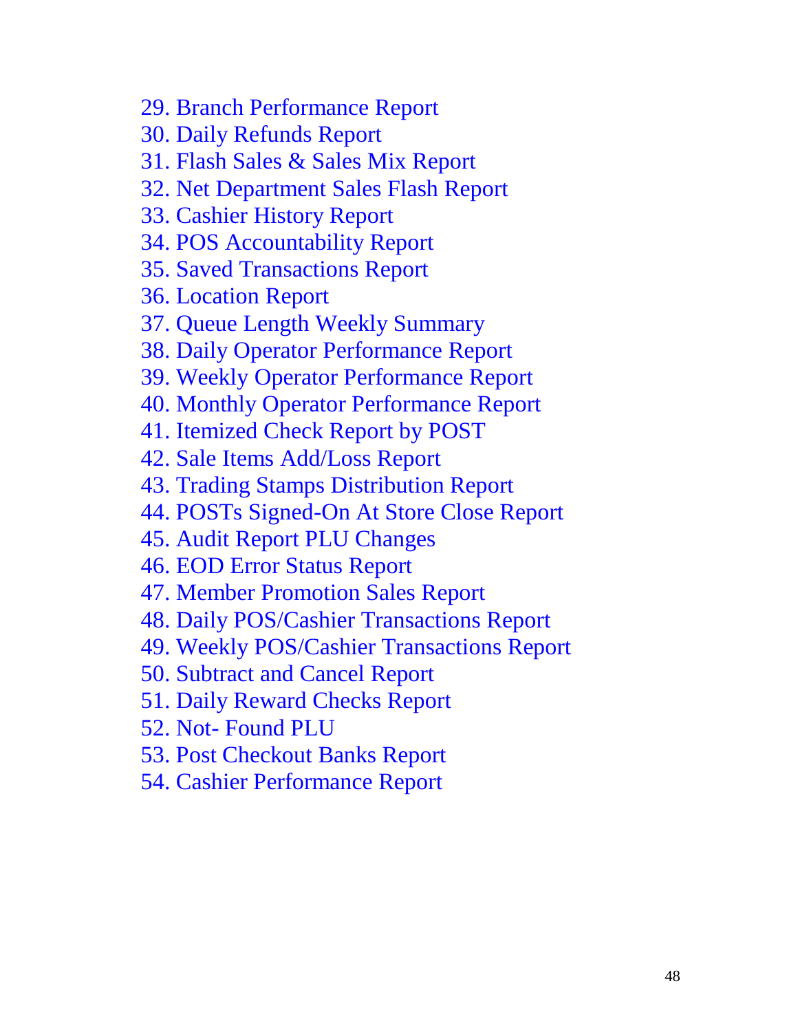29. Branch Performance Report
30. Daily Refunds Report
31. Flash Sales & Sales Mix Report
32. Net Department Sales Flash Report
33. Cashier History Report
34. POS Accountability Report
35. Saved Transactions Report
36. Location Report
37. Queue Length Weekly Summary
38. Daily Operator Performance Report
39. Weekly Operator Performance Report
40. Monthly Operator Performance Report
41. Itemized Check Report by POST
42. Sale Items Add/Loss Report
43. Trading Stamps Distribution Report
44. POSTs Signed-On At Store Close Report
45. Audit Report PLU Changes
46. EOD Error Status Report
47. Member Promotion Sales Report
48. Daily POS/Cashier Transactions Report
49. Weekly POS/Cashier Transactions Report
50. Subtract and Cancel Report
51. Daily Reward Checks Report
52. Not- Found PLU
53. Post Checkout Banks Report
54. Cashier Performance Report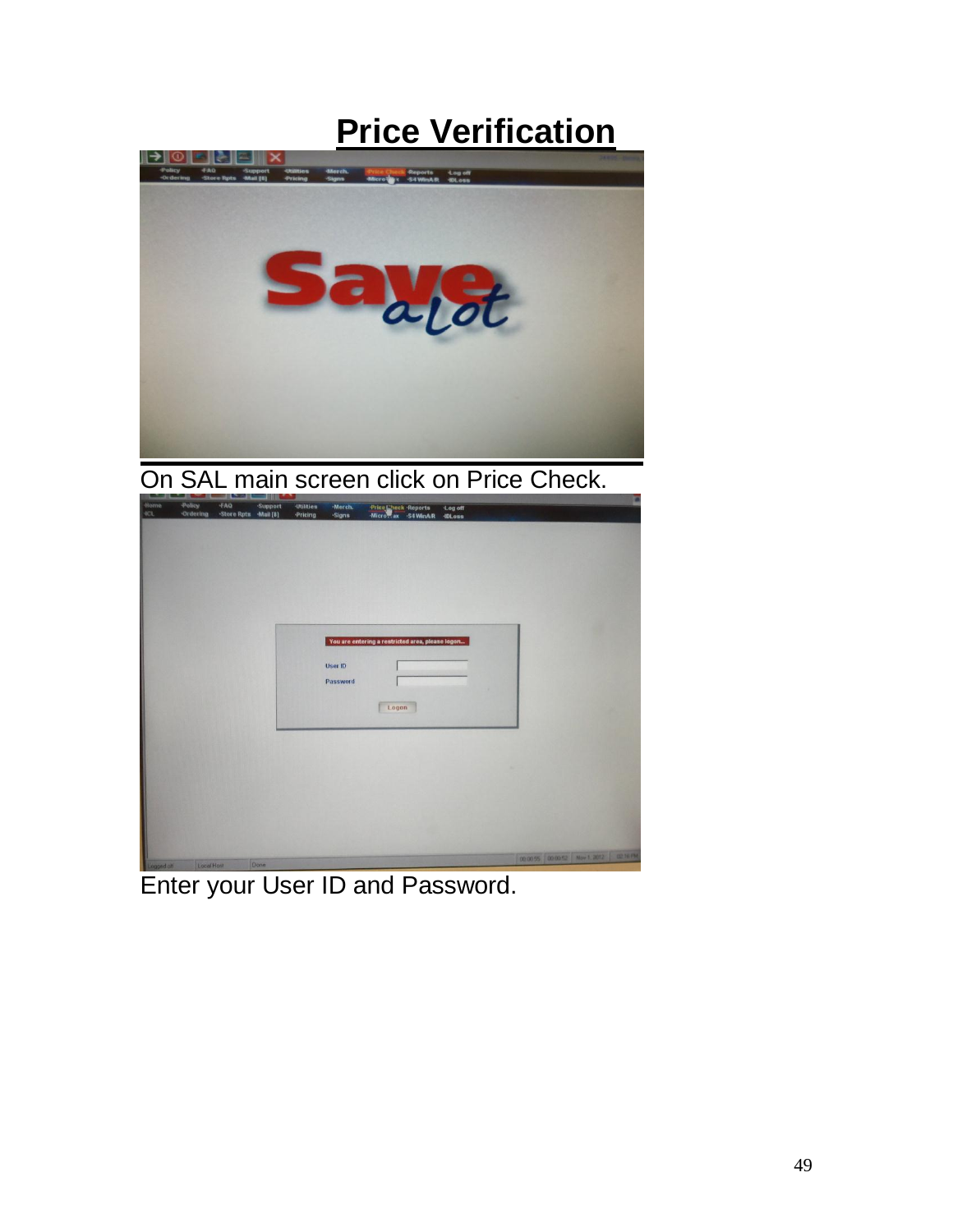# Price Verification

On SAL main screen click on Price Check.

Enter your User ID and Password.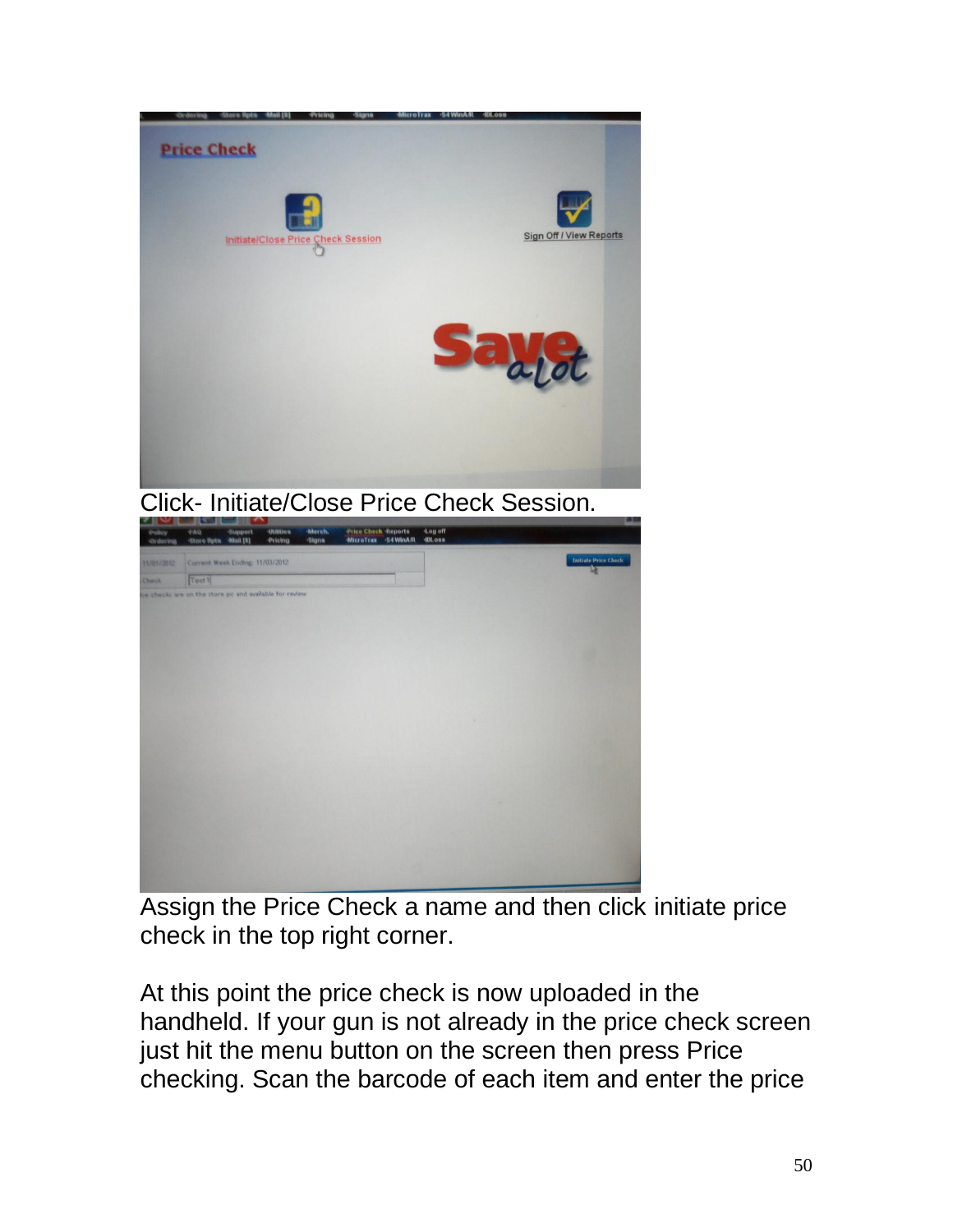Click- Initiate/Close Price Check Session.

Assign the Price Check a name and then click initiate price check in the top right corner.

At this point the price check is now uploaded in the handheld. If your gun is not already in the price check screen just hit the menu button on the screen then press Price checking. Scan the barcode of each item and enter the price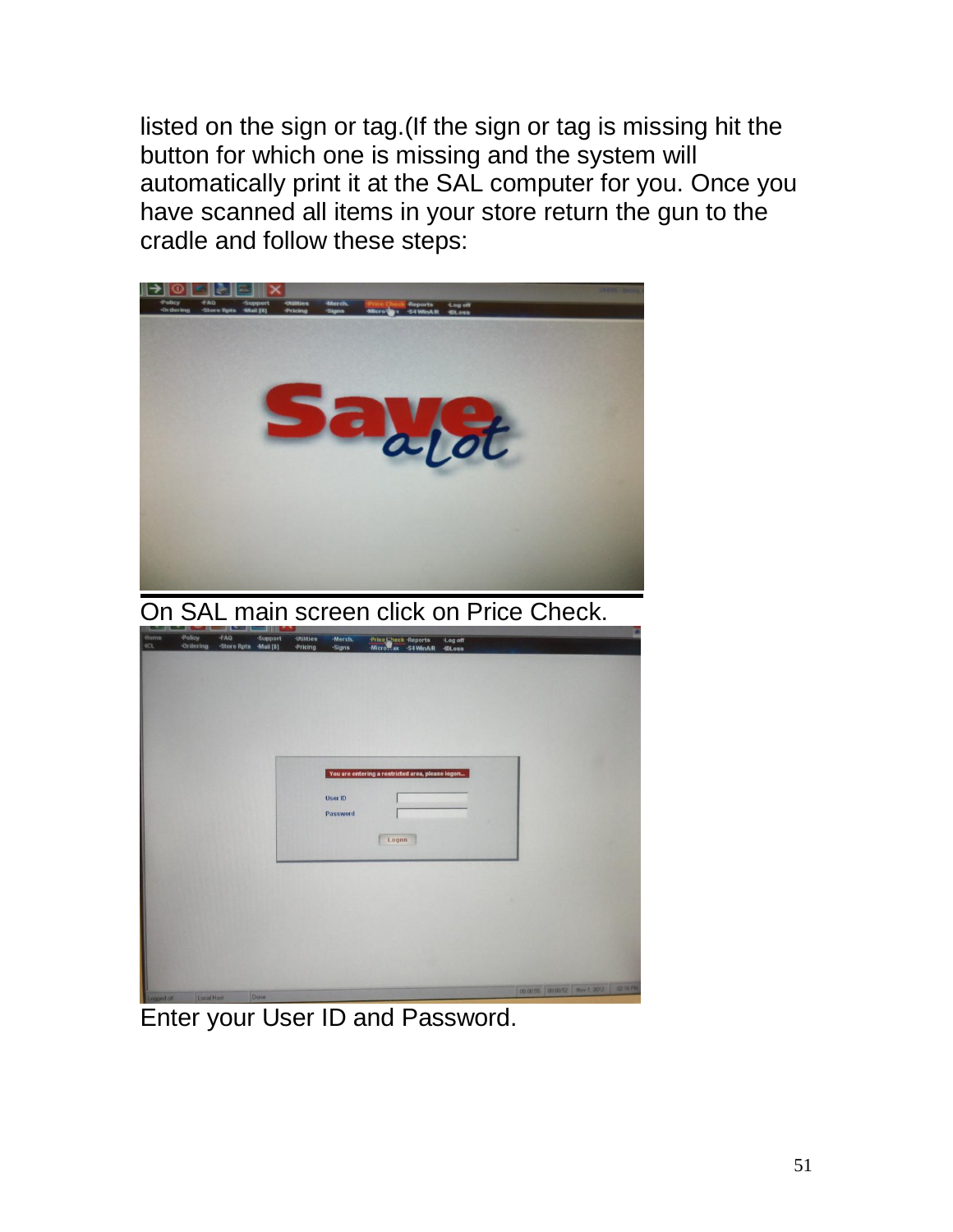listed on the sign or tag.(If the sign or tag is missing hit the button for which one is missing and the system will automatically print it at the SAL computer for you. Once you have scanned all items in your store return the gun to the cradle and follow these steps:

On SAL main screen click on Price Check.

Enter your User ID and Password.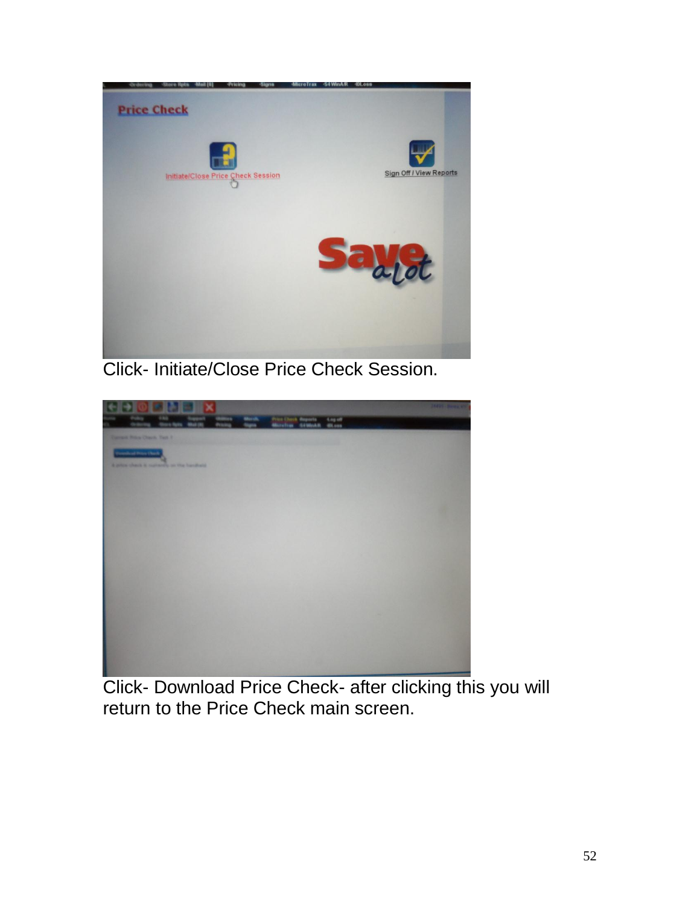Click- Initiate/Close Price Check Session.

Click- Download Price Check- after clicking this you will return to the Price Check main screen.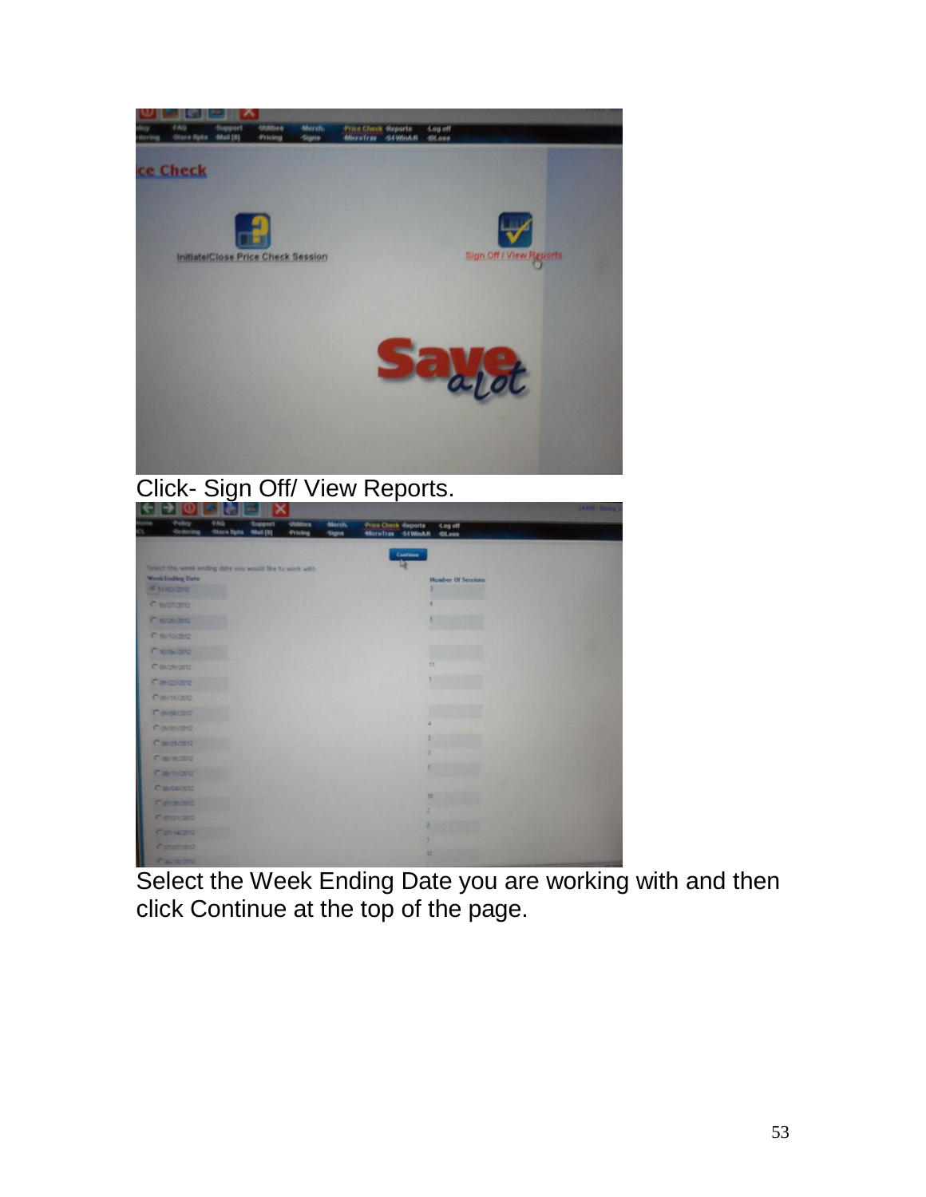Click- Sign Off/ View Reports.

Select the Week Ending Date you are working with and then click Continue at the top of the page.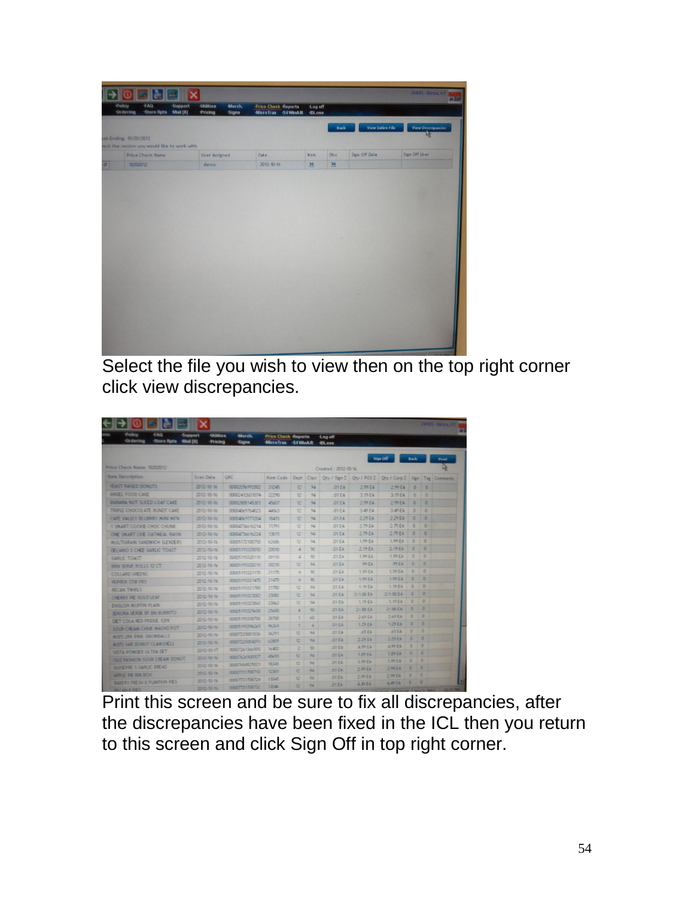Select the file you wish to view then on the top right corner click view discrepancies.

Print this screen and be sure to fix all discrepancies, after the discrepancies have been fixed in the ICL then you return to this screen and click Sign Off in top right corner.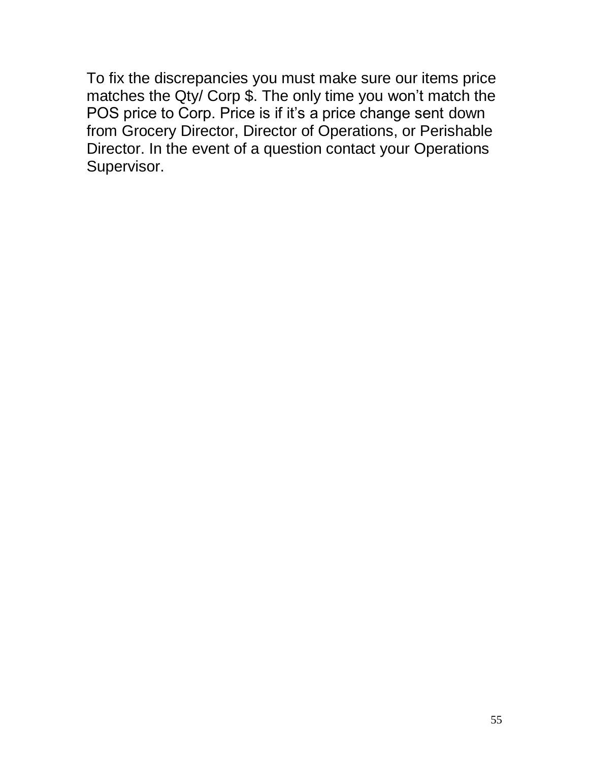To fix the discrepancies you must make sure our items price matches the Qty/ Corp $. The only time you won't match the POS price to Corp. Price is if it's a price change sent down from Grocery Director, Director of Operations, or Perishable Director. In the event of a question contact your Operations Supervisor.